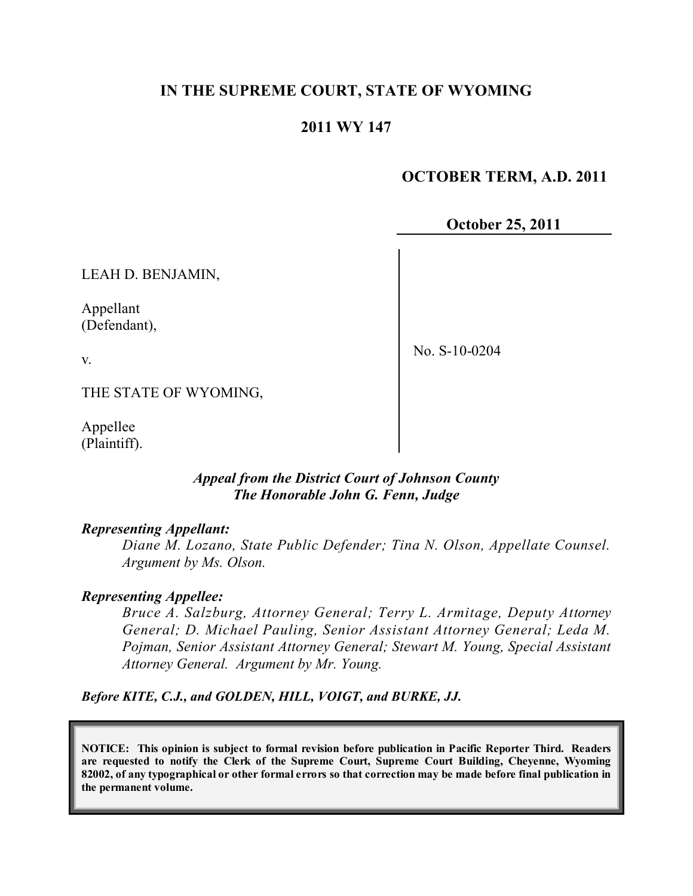**IN THE SUPREME COURT, STATE OF WYOMING**

**2011 WY 147**

**OCTOBER TERM, A.D. 2011**

**October 25, 2011**

| | |
|---|---|
| LEAH D. BENJAMIN,<br><br>Appellant<br>(Defendant),<br><br>v.<br><br>THE STATE OF WYOMING,<br><br>Appellee<br>(Plaintiff). | No. S-10-0204 |

***Appeal from the District Court of Johnson County***
***The Honorable John G. Fenn, Judge***

***Representing Appellant:***

*Diane M. Lozano, State Public Defender; Tina N. Olson, Appellate Counsel. Argument by Ms. Olson.*

***Representing Appellee:***

*Bruce A. Salzburg, Attorney General; Terry L. Armitage, Deputy Attorney General; D. Michael Pauling, Senior Assistant Attorney General; Leda M. Pojman, Senior Assistant Attorney General; Stewart M. Young, Special Assistant Attorney General. Argument by Mr. Young.*

***Before KITE, C.J., and GOLDEN, HILL, VOIGT, and BURKE, JJ.***

**NOTICE: This opinion is subject to formal revision before publication in Pacific Reporter Third. Readers are requested to notify the Clerk of the Supreme Court, Supreme Court Building, Cheyenne, Wyoming 82002, of any typographical or other formal errors so that correction may be made before final publication in the permanent volume.**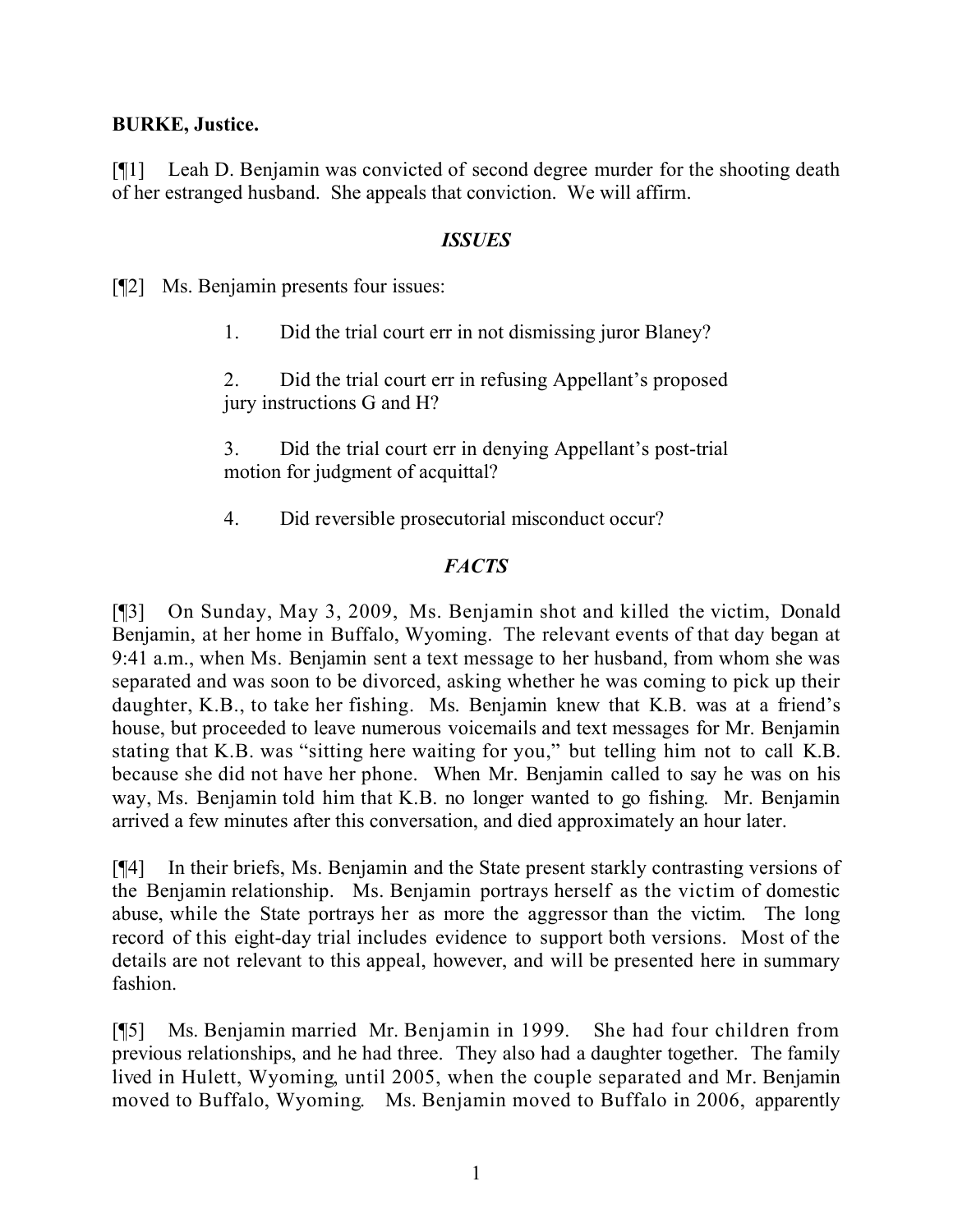**BURKE, Justice.**

[¶1] Leah D. Benjamin was convicted of second degree murder for the shooting death of her estranged husband. She appeals that conviction. We will affirm.

### *ISSUES*

[¶2] Ms. Benjamin presents four issues:

> 1. Did the trial court err in not dismissing juror Blaney?
>
> 2. Did the trial court err in refusing Appellant's proposed jury instructions G and H?
>
> 3. Did the trial court err in denying Appellant's post-trial motion for judgment of acquittal?
>
> 4. Did reversible prosecutorial misconduct occur?

### *FACTS*

[¶3] On Sunday, May 3, 2009, Ms. Benjamin shot and killed the victim, Donald Benjamin, at her home in Buffalo, Wyoming. The relevant events of that day began at 9:41 a.m., when Ms. Benjamin sent a text message to her husband, from whom she was separated and was soon to be divorced, asking whether he was coming to pick up their daughter, K.B., to take her fishing. Ms. Benjamin knew that K.B. was at a friend's house, but proceeded to leave numerous voicemails and text messages for Mr. Benjamin stating that K.B. was "sitting here waiting for you," but telling him not to call K.B. because she did not have her phone. When Mr. Benjamin called to say he was on his way, Ms. Benjamin told him that K.B. no longer wanted to go fishing. Mr. Benjamin arrived a few minutes after this conversation, and died approximately an hour later.

[¶4] In their briefs, Ms. Benjamin and the State present starkly contrasting versions of the Benjamin relationship. Ms. Benjamin portrays herself as the victim of domestic abuse, while the State portrays her as more the aggressor than the victim. The long record of this eight-day trial includes evidence to support both versions. Most of the details are not relevant to this appeal, however, and will be presented here in summary fashion.

[¶5] Ms. Benjamin married Mr. Benjamin in 1999. She had four children from previous relationships, and he had three. They also had a daughter together. The family lived in Hulett, Wyoming, until 2005, when the couple separated and Mr. Benjamin moved to Buffalo, Wyoming. Ms. Benjamin moved to Buffalo in 2006, apparently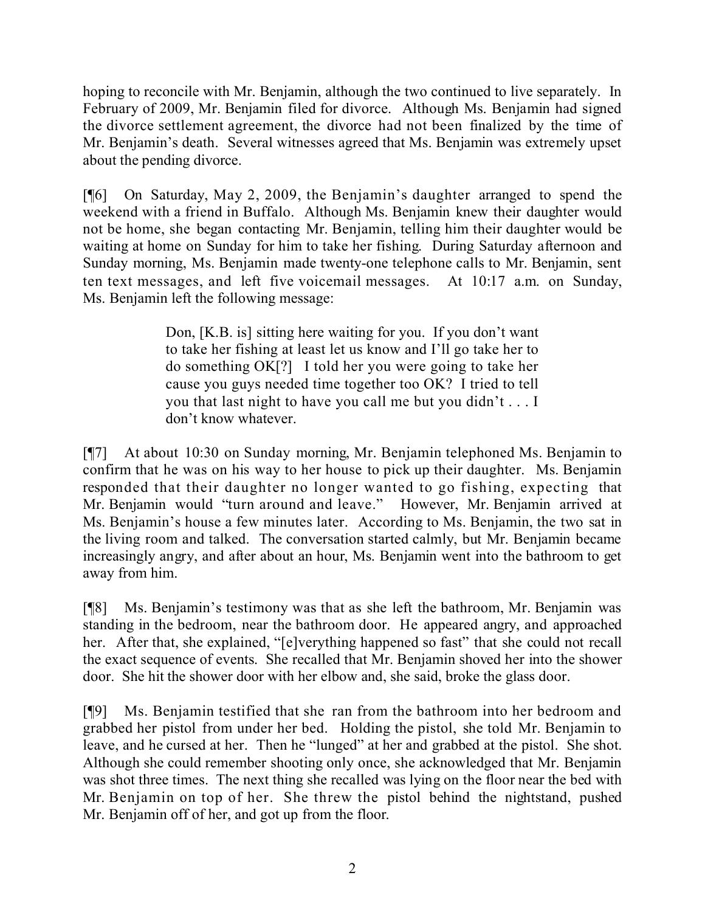hoping to reconcile with Mr. Benjamin, although the two continued to live separately. In February of 2009, Mr. Benjamin filed for divorce. Although Ms. Benjamin had signed the divorce settlement agreement, the divorce had not been finalized by the time of Mr. Benjamin's death. Several witnesses agreed that Ms. Benjamin was extremely upset about the pending divorce.

[¶6] On Saturday, May 2, 2009, the Benjamin's daughter arranged to spend the weekend with a friend in Buffalo. Although Ms. Benjamin knew their daughter would not be home, she began contacting Mr. Benjamin, telling him their daughter would be waiting at home on Sunday for him to take her fishing. During Saturday afternoon and Sunday morning, Ms. Benjamin made twenty-one telephone calls to Mr. Benjamin, sent ten text messages, and left five voicemail messages. At 10:17 a.m. on Sunday, Ms. Benjamin left the following message:

> Don, [K.B. is] sitting here waiting for you. If you don't want to take her fishing at least let us know and I'll go take her to do something OK[?] I told her you were going to take her cause you guys needed time together too OK? I tried to tell you that last night to have you call me but you didn't . . . I don't know whatever.

[¶7] At about 10:30 on Sunday morning, Mr. Benjamin telephoned Ms. Benjamin to confirm that he was on his way to her house to pick up their daughter. Ms. Benjamin responded that their daughter no longer wanted to go fishing, expecting that Mr. Benjamin would "turn around and leave." However, Mr. Benjamin arrived at Ms. Benjamin's house a few minutes later. According to Ms. Benjamin, the two sat in the living room and talked. The conversation started calmly, but Mr. Benjamin became increasingly angry, and after about an hour, Ms. Benjamin went into the bathroom to get away from him.

[¶8] Ms. Benjamin's testimony was that as she left the bathroom, Mr. Benjamin was standing in the bedroom, near the bathroom door. He appeared angry, and approached her. After that, she explained, "[e]verything happened so fast" that she could not recall the exact sequence of events. She recalled that Mr. Benjamin shoved her into the shower door. She hit the shower door with her elbow and, she said, broke the glass door.

[¶9] Ms. Benjamin testified that she ran from the bathroom into her bedroom and grabbed her pistol from under her bed. Holding the pistol, she told Mr. Benjamin to leave, and he cursed at her. Then he "lunged" at her and grabbed at the pistol. She shot. Although she could remember shooting only once, she acknowledged that Mr. Benjamin was shot three times. The next thing she recalled was lying on the floor near the bed with Mr. Benjamin on top of her. She threw the pistol behind the nightstand, pushed Mr. Benjamin off of her, and got up from the floor.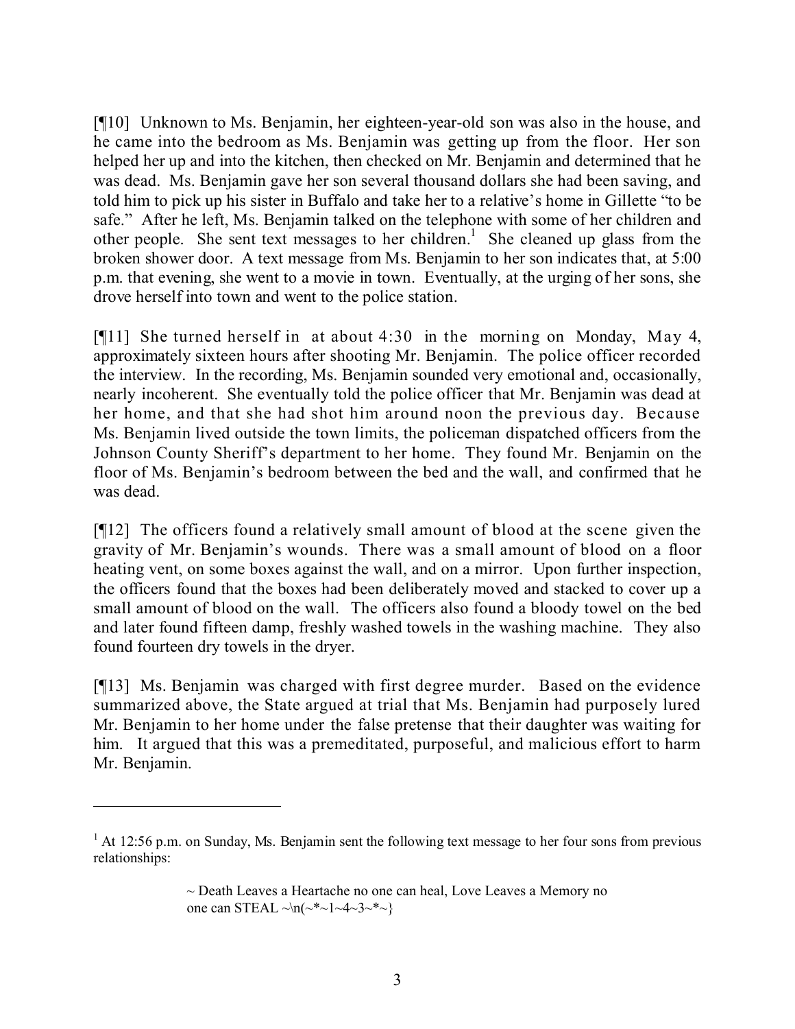[¶10] Unknown to Ms. Benjamin, her eighteen-year-old son was also in the house, and he came into the bedroom as Ms. Benjamin was getting up from the floor. Her son helped her up and into the kitchen, then checked on Mr. Benjamin and determined that he was dead. Ms. Benjamin gave her son several thousand dollars she had been saving, and told him to pick up his sister in Buffalo and take her to a relative's home in Gillette "to be safe." After he left, Ms. Benjamin talked on the telephone with some of her children and other people. She sent text messages to her children.[1] She cleaned up glass from the broken shower door. A text message from Ms. Benjamin to her son indicates that, at 5:00 p.m. that evening, she went to a movie in town. Eventually, at the urging of her sons, she drove herself into town and went to the police station.

[¶11] She turned herself in at about 4:30 in the morning on Monday, May 4, approximately sixteen hours after shooting Mr. Benjamin. The police officer recorded the interview. In the recording, Ms. Benjamin sounded very emotional and, occasionally, nearly incoherent. She eventually told the police officer that Mr. Benjamin was dead at her home, and that she had shot him around noon the previous day. Because Ms. Benjamin lived outside the town limits, the policeman dispatched officers from the Johnson County Sheriff's department to her home. They found Mr. Benjamin on the floor of Ms. Benjamin's bedroom between the bed and the wall, and confirmed that he was dead.

[¶12] The officers found a relatively small amount of blood at the scene given the gravity of Mr. Benjamin's wounds. There was a small amount of blood on a floor heating vent, on some boxes against the wall, and on a mirror. Upon further inspection, the officers found that the boxes had been deliberately moved and stacked to cover up a small amount of blood on the wall. The officers also found a bloody towel on the bed and later found fifteen damp, freshly washed towels in the washing machine. They also found fourteen dry towels in the dryer.

[¶13] Ms. Benjamin was charged with first degree murder. Based on the evidence summarized above, the State argued at trial that Ms. Benjamin had purposely lured Mr. Benjamin to her home under the false pretense that their daughter was waiting for him. It argued that this was a premeditated, purposeful, and malicious effort to harm Mr. Benjamin.

---

[1] At 12:56 p.m. on Sunday, Ms. Benjamin sent the following text message to her four sons from previous relationships:

> ~ Death Leaves a Heartache no one can heal, Love Leaves a Memory no one can STEAL ~\n(~*~1~4~3~*~}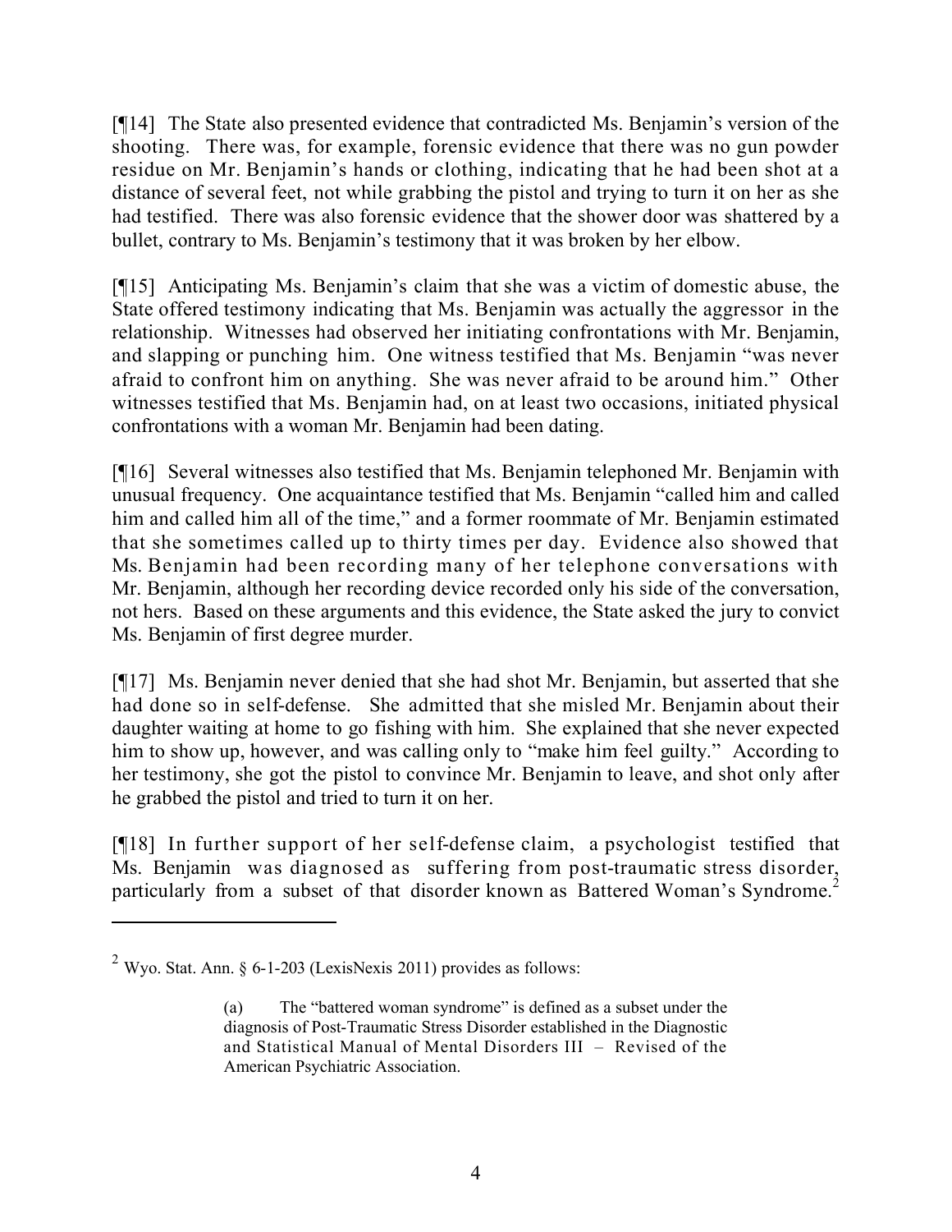[¶14] The State also presented evidence that contradicted Ms. Benjamin's version of the shooting. There was, for example, forensic evidence that there was no gun powder residue on Mr. Benjamin's hands or clothing, indicating that he had been shot at a distance of several feet, not while grabbing the pistol and trying to turn it on her as she had testified. There was also forensic evidence that the shower door was shattered by a bullet, contrary to Ms. Benjamin's testimony that it was broken by her elbow.

[¶15] Anticipating Ms. Benjamin's claim that she was a victim of domestic abuse, the State offered testimony indicating that Ms. Benjamin was actually the aggressor in the relationship. Witnesses had observed her initiating confrontations with Mr. Benjamin, and slapping or punching him. One witness testified that Ms. Benjamin "was never afraid to confront him on anything. She was never afraid to be around him." Other witnesses testified that Ms. Benjamin had, on at least two occasions, initiated physical confrontations with a woman Mr. Benjamin had been dating.

[¶16] Several witnesses also testified that Ms. Benjamin telephoned Mr. Benjamin with unusual frequency. One acquaintance testified that Ms. Benjamin "called him and called him and called him all of the time," and a former roommate of Mr. Benjamin estimated that she sometimes called up to thirty times per day. Evidence also showed that Ms. Benjamin had been recording many of her telephone conversations with Mr. Benjamin, although her recording device recorded only his side of the conversation, not hers. Based on these arguments and this evidence, the State asked the jury to convict Ms. Benjamin of first degree murder.

[¶17] Ms. Benjamin never denied that she had shot Mr. Benjamin, but asserted that she had done so in self-defense. She admitted that she misled Mr. Benjamin about their daughter waiting at home to go fishing with him. She explained that she never expected him to show up, however, and was calling only to "make him feel guilty." According to her testimony, she got the pistol to convince Mr. Benjamin to leave, and shot only after he grabbed the pistol and tried to turn it on her.

[¶18] In further support of her self-defense claim, a psychologist testified that Ms. Benjamin was diagnosed as suffering from post-traumatic stress disorder, particularly from a subset of that disorder known as Battered Woman's Syndrome.[2]

---

[2] Wyo. Stat. Ann. § 6-1-203 (LexisNexis 2011) provides as follows:

> (a) The "battered woman syndrome" is defined as a subset under the diagnosis of Post-Traumatic Stress Disorder established in the Diagnostic and Statistical Manual of Mental Disorders III – Revised of the American Psychiatric Association.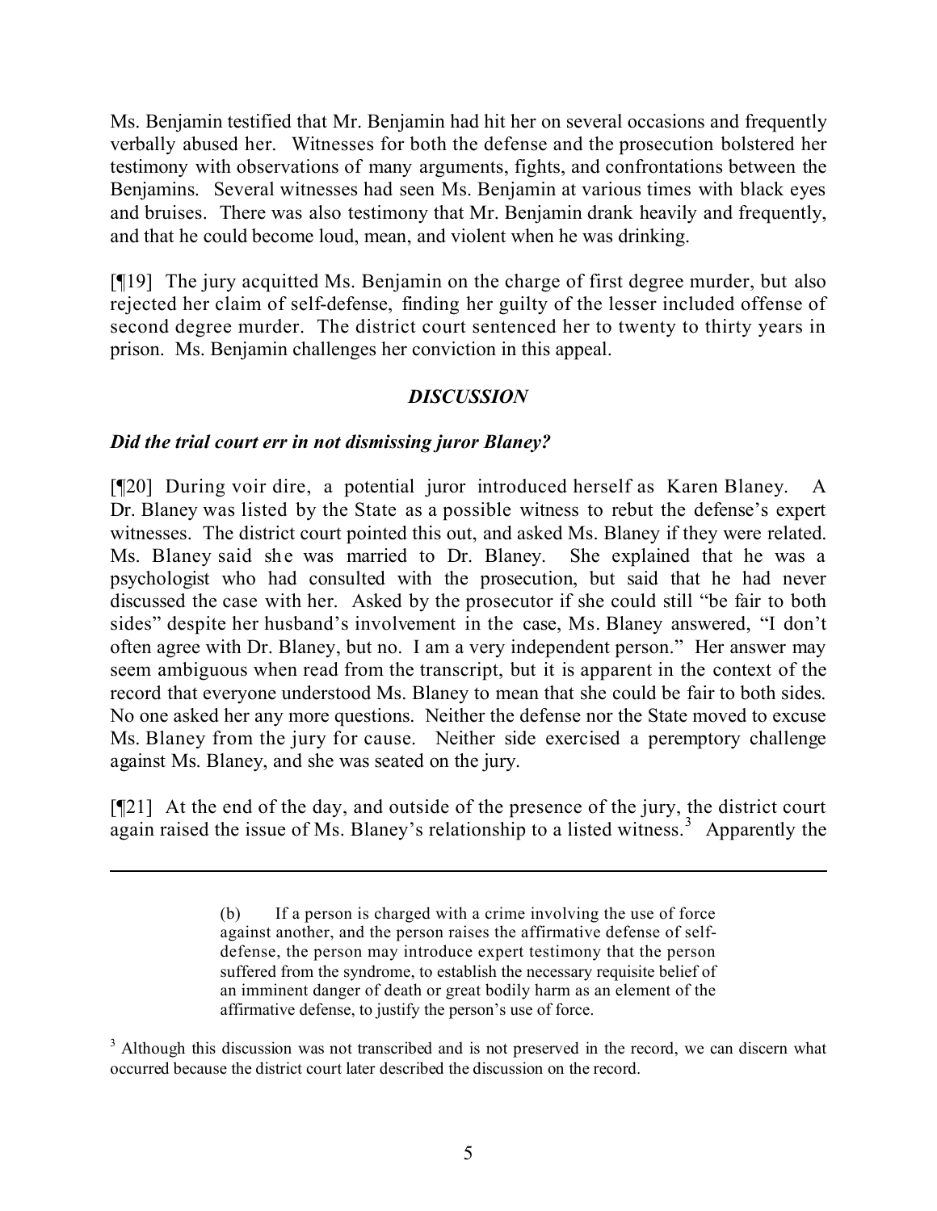Ms. Benjamin testified that Mr. Benjamin had hit her on several occasions and frequently verbally abused her. Witnesses for both the defense and the prosecution bolstered her testimony with observations of many arguments, fights, and confrontations between the Benjamins. Several witnesses had seen Ms. Benjamin at various times with black eyes and bruises. There was also testimony that Mr. Benjamin drank heavily and frequently, and that he could become loud, mean, and violent when he was drinking.

[¶19] The jury acquitted Ms. Benjamin on the charge of first degree murder, but also rejected her claim of self-defense, finding her guilty of the lesser included offense of second degree murder. The district court sentenced her to twenty to thirty years in prison. Ms. Benjamin challenges her conviction in this appeal.

## *DISCUSSION*

### *Did the trial court err in not dismissing juror Blaney?*

[¶20] During voir dire, a potential juror introduced herself as Karen Blaney. A Dr. Blaney was listed by the State as a possible witness to rebut the defense's expert witnesses. The district court pointed this out, and asked Ms. Blaney if they were related. Ms. Blaney said she was married to Dr. Blaney. She explained that he was a psychologist who had consulted with the prosecution, but said that he had never discussed the case with her. Asked by the prosecutor if she could still "be fair to both sides" despite her husband's involvement in the case, Ms. Blaney answered, "I don't often agree with Dr. Blaney, but no. I am a very independent person." Her answer may seem ambiguous when read from the transcript, but it is apparent in the context of the record that everyone understood Ms. Blaney to mean that she could be fair to both sides. No one asked her any more questions. Neither the defense nor the State moved to excuse Ms. Blaney from the jury for cause. Neither side exercised a peremptory challenge against Ms. Blaney, and she was seated on the jury.

[¶21] At the end of the day, and outside of the presence of the jury, the district court again raised the issue of Ms. Blaney's relationship to a listed witness.[3] Apparently the

---

> (b) If a person is charged with a crime involving the use of force against another, and the person raises the affirmative defense of self-defense, the person may introduce expert testimony that the person suffered from the syndrome, to establish the necessary requisite belief of an imminent danger of death or great bodily harm as an element of the affirmative defense, to justify the person's use of force.

[3] Although this discussion was not transcribed and is not preserved in the record, we can discern what occurred because the district court later described the discussion on the record.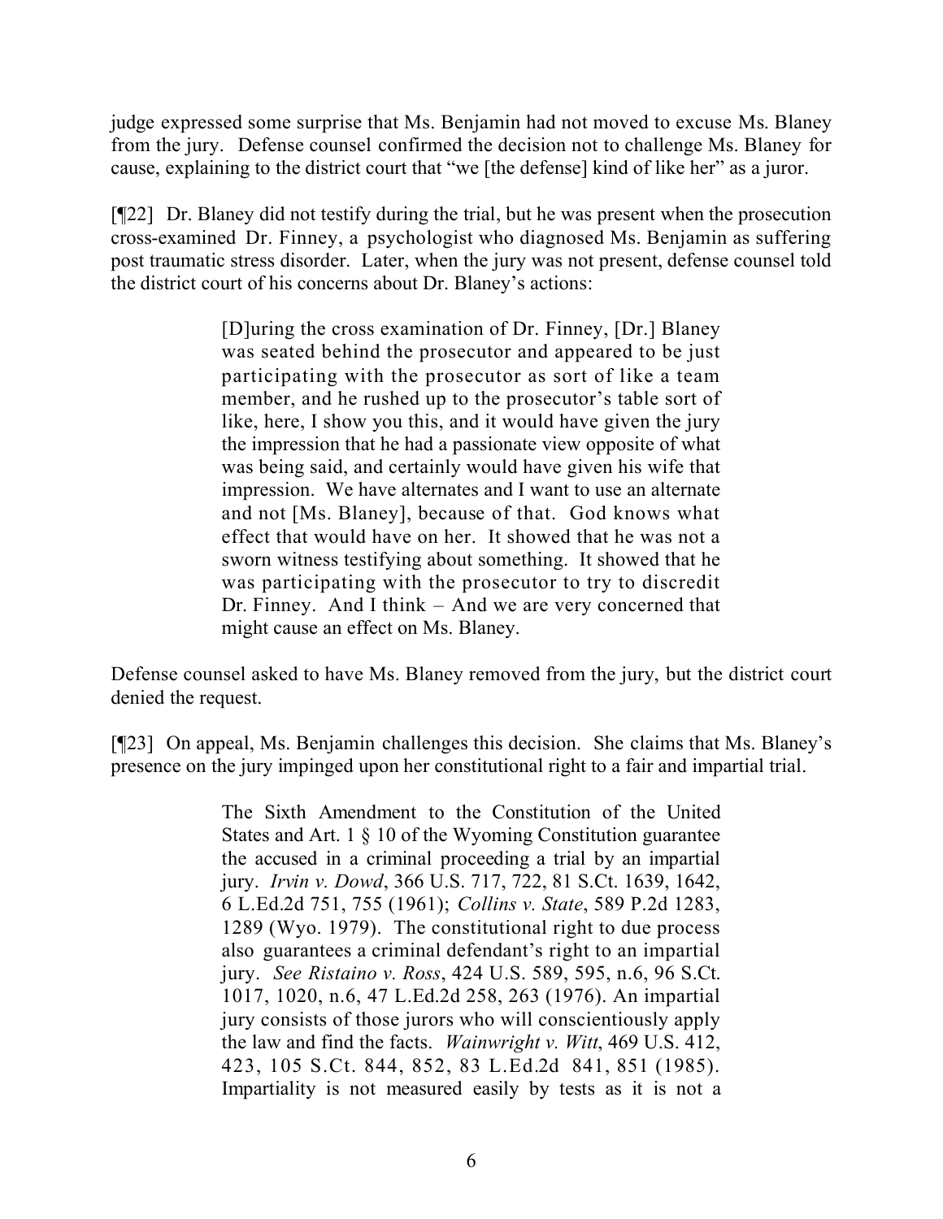judge expressed some surprise that Ms. Benjamin had not moved to excuse Ms. Blaney from the jury. Defense counsel confirmed the decision not to challenge Ms. Blaney for cause, explaining to the district court that "we [the defense] kind of like her" as a juror.

[¶22] Dr. Blaney did not testify during the trial, but he was present when the prosecution cross-examined Dr. Finney, a psychologist who diagnosed Ms. Benjamin as suffering post traumatic stress disorder. Later, when the jury was not present, defense counsel told the district court of his concerns about Dr. Blaney's actions:

> [D]uring the cross examination of Dr. Finney, [Dr.] Blaney was seated behind the prosecutor and appeared to be just participating with the prosecutor as sort of like a team member, and he rushed up to the prosecutor's table sort of like, here, I show you this, and it would have given the jury the impression that he had a passionate view opposite of what was being said, and certainly would have given his wife that impression. We have alternates and I want to use an alternate and not [Ms. Blaney], because of that. God knows what effect that would have on her. It showed that he was not a sworn witness testifying about something. It showed that he was participating with the prosecutor to try to discredit Dr. Finney. And I think – And we are very concerned that might cause an effect on Ms. Blaney.

Defense counsel asked to have Ms. Blaney removed from the jury, but the district court denied the request.

[¶23] On appeal, Ms. Benjamin challenges this decision. She claims that Ms. Blaney's presence on the jury impinged upon her constitutional right to a fair and impartial trial.

> The Sixth Amendment to the Constitution of the United States and Art. 1 § 10 of the Wyoming Constitution guarantee the accused in a criminal proceeding a trial by an impartial jury. *Irvin v. Dowd*, 366 U.S. 717, 722, 81 S.Ct. 1639, 1642, 6 L.Ed.2d 751, 755 (1961); *Collins v. State*, 589 P.2d 1283, 1289 (Wyo. 1979). The constitutional right to due process also guarantees a criminal defendant's right to an impartial jury. *See Ristaino v. Ross*, 424 U.S. 589, 595, n.6, 96 S.Ct. 1017, 1020, n.6, 47 L.Ed.2d 258, 263 (1976). An impartial jury consists of those jurors who will conscientiously apply the law and find the facts. *Wainwright v. Witt*, 469 U.S. 412, 423, 105 S.Ct. 844, 852, 83 L.Ed.2d 841, 851 (1985). Impartiality is not measured easily by tests as it is not a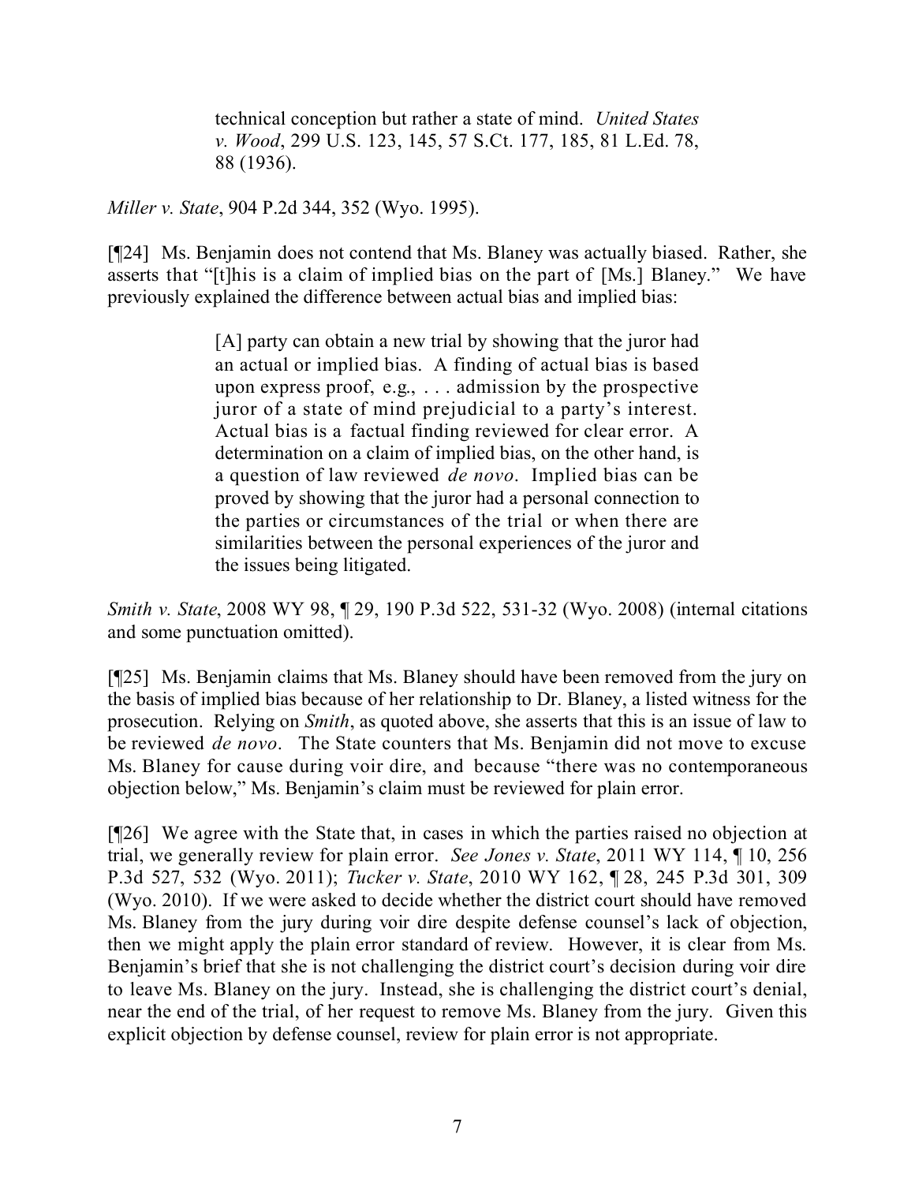> technical conception but rather a state of mind. *United States v. Wood*, 299 U.S. 123, 145, 57 S.Ct. 177, 185, 81 L.Ed. 78, 88 (1936).

*Miller v. State*, 904 P.2d 344, 352 (Wyo. 1995).

[¶24] Ms. Benjamin does not contend that Ms. Blaney was actually biased. Rather, she asserts that "[t]his is a claim of implied bias on the part of [Ms.] Blaney." We have previously explained the difference between actual bias and implied bias:

> [A] party can obtain a new trial by showing that the juror had an actual or implied bias. A finding of actual bias is based upon express proof, e.g., . . . admission by the prospective juror of a state of mind prejudicial to a party's interest. Actual bias is a factual finding reviewed for clear error. A determination on a claim of implied bias, on the other hand, is a question of law reviewed *de novo*. Implied bias can be proved by showing that the juror had a personal connection to the parties or circumstances of the trial or when there are similarities between the personal experiences of the juror and the issues being litigated.

*Smith v. State*, 2008 WY 98, ¶ 29, 190 P.3d 522, 531-32 (Wyo. 2008) (internal citations and some punctuation omitted).

[¶25] Ms. Benjamin claims that Ms. Blaney should have been removed from the jury on the basis of implied bias because of her relationship to Dr. Blaney, a listed witness for the prosecution. Relying on *Smith*, as quoted above, she asserts that this is an issue of law to be reviewed *de novo*. The State counters that Ms. Benjamin did not move to excuse Ms. Blaney for cause during voir dire, and because "there was no contemporaneous objection below," Ms. Benjamin's claim must be reviewed for plain error.

[¶26] We agree with the State that, in cases in which the parties raised no objection at trial, we generally review for plain error. *See Jones v. State*, 2011 WY 114, ¶ 10, 256 P.3d 527, 532 (Wyo. 2011); *Tucker v. State*, 2010 WY 162, ¶ 28, 245 P.3d 301, 309 (Wyo. 2010). If we were asked to decide whether the district court should have removed Ms. Blaney from the jury during voir dire despite defense counsel's lack of objection, then we might apply the plain error standard of review. However, it is clear from Ms. Benjamin's brief that she is not challenging the district court's decision during voir dire to leave Ms. Blaney on the jury. Instead, she is challenging the district court's denial, near the end of the trial, of her request to remove Ms. Blaney from the jury. Given this explicit objection by defense counsel, review for plain error is not appropriate.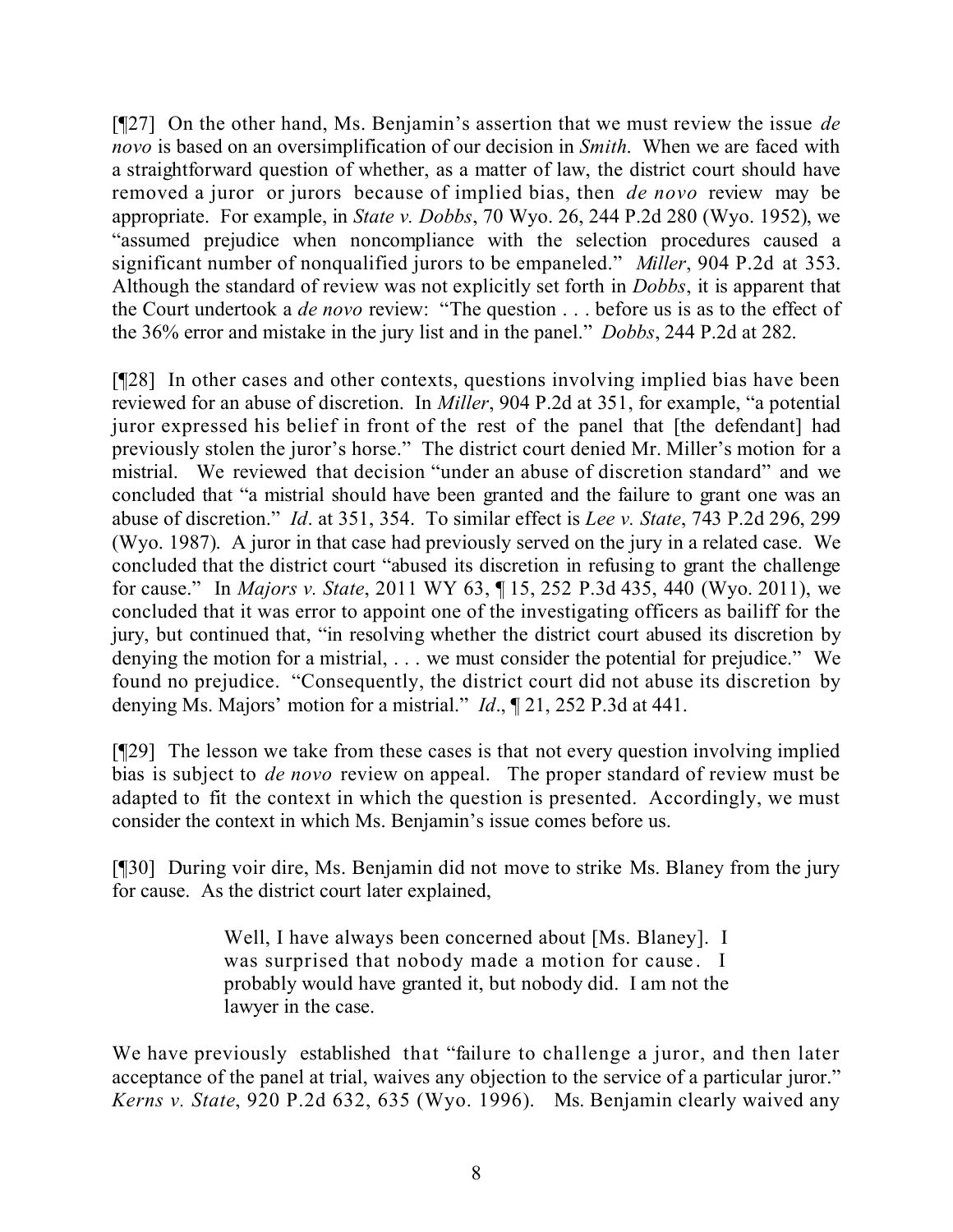[¶27] On the other hand, Ms. Benjamin's assertion that we must review the issue *de novo* is based on an oversimplification of our decision in *Smith*. When we are faced with a straightforward question of whether, as a matter of law, the district court should have removed a juror or jurors because of implied bias, then *de novo* review may be appropriate. For example, in *State v. Dobbs*, 70 Wyo. 26, 244 P.2d 280 (Wyo. 1952), we "assumed prejudice when noncompliance with the selection procedures caused a significant number of nonqualified jurors to be empaneled." *Miller*, 904 P.2d at 353. Although the standard of review was not explicitly set forth in *Dobbs*, it is apparent that the Court undertook a *de novo* review: "The question . . . before us is as to the effect of the 36% error and mistake in the jury list and in the panel." *Dobbs*, 244 P.2d at 282.

[¶28] In other cases and other contexts, questions involving implied bias have been reviewed for an abuse of discretion. In *Miller*, 904 P.2d at 351, for example, "a potential juror expressed his belief in front of the rest of the panel that [the defendant] had previously stolen the juror's horse." The district court denied Mr. Miller's motion for a mistrial. We reviewed that decision "under an abuse of discretion standard" and we concluded that "a mistrial should have been granted and the failure to grant one was an abuse of discretion." *Id*. at 351, 354. To similar effect is *Lee v. State*, 743 P.2d 296, 299 (Wyo. 1987). A juror in that case had previously served on the jury in a related case. We concluded that the district court "abused its discretion in refusing to grant the challenge for cause." In *Majors v. State*, 2011 WY 63, ¶ 15, 252 P.3d 435, 440 (Wyo. 2011), we concluded that it was error to appoint one of the investigating officers as bailiff for the jury, but continued that, "in resolving whether the district court abused its discretion by denying the motion for a mistrial, . . . we must consider the potential for prejudice." We found no prejudice. "Consequently, the district court did not abuse its discretion by denying Ms. Majors' motion for a mistrial." *Id*., ¶ 21, 252 P.3d at 441.

[¶29] The lesson we take from these cases is that not every question involving implied bias is subject to *de novo* review on appeal. The proper standard of review must be adapted to fit the context in which the question is presented. Accordingly, we must consider the context in which Ms. Benjamin's issue comes before us.

[¶30] During voir dire, Ms. Benjamin did not move to strike Ms. Blaney from the jury for cause. As the district court later explained,

> Well, I have always been concerned about [Ms. Blaney]. I was surprised that nobody made a motion for cause. I probably would have granted it, but nobody did. I am not the lawyer in the case.

We have previously established that "failure to challenge a juror, and then later acceptance of the panel at trial, waives any objection to the service of a particular juror." *Kerns v. State*, 920 P.2d 632, 635 (Wyo. 1996). Ms. Benjamin clearly waived any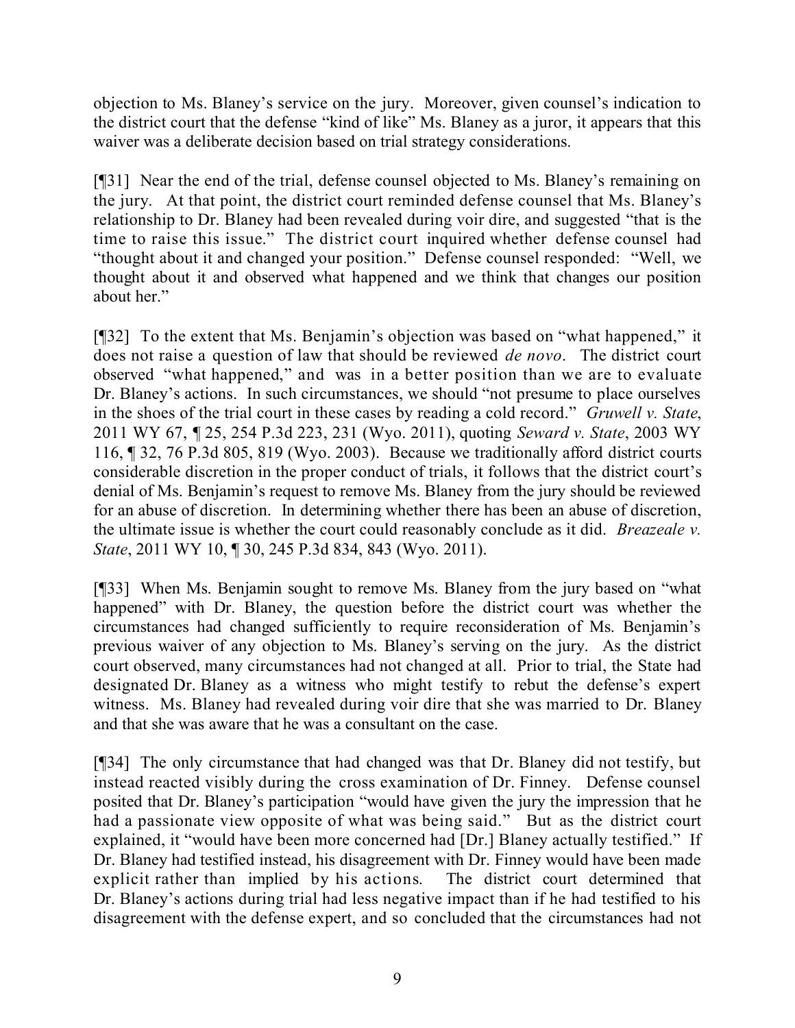objection to Ms. Blaney's service on the jury. Moreover, given counsel's indication to the district court that the defense "kind of like" Ms. Blaney as a juror, it appears that this waiver was a deliberate decision based on trial strategy considerations.

[¶31] Near the end of the trial, defense counsel objected to Ms. Blaney's remaining on the jury. At that point, the district court reminded defense counsel that Ms. Blaney's relationship to Dr. Blaney had been revealed during voir dire, and suggested "that is the time to raise this issue." The district court inquired whether defense counsel had "thought about it and changed your position." Defense counsel responded: "Well, we thought about it and observed what happened and we think that changes our position about her."

[¶32] To the extent that Ms. Benjamin's objection was based on "what happened," it does not raise a question of law that should be reviewed *de novo*. The district court observed "what happened," and was in a better position than we are to evaluate Dr. Blaney's actions. In such circumstances, we should "not presume to place ourselves in the shoes of the trial court in these cases by reading a cold record." *Gruwell v. State*, 2011 WY 67, ¶ 25, 254 P.3d 223, 231 (Wyo. 2011), quoting *Seward v. State*, 2003 WY 116, ¶ 32, 76 P.3d 805, 819 (Wyo. 2003). Because we traditionally afford district courts considerable discretion in the proper conduct of trials, it follows that the district court's denial of Ms. Benjamin's request to remove Ms. Blaney from the jury should be reviewed for an abuse of discretion. In determining whether there has been an abuse of discretion, the ultimate issue is whether the court could reasonably conclude as it did. *Breazeale v. State*, 2011 WY 10, ¶ 30, 245 P.3d 834, 843 (Wyo. 2011).

[¶33] When Ms. Benjamin sought to remove Ms. Blaney from the jury based on "what happened" with Dr. Blaney, the question before the district court was whether the circumstances had changed sufficiently to require reconsideration of Ms. Benjamin's previous waiver of any objection to Ms. Blaney's serving on the jury. As the district court observed, many circumstances had not changed at all. Prior to trial, the State had designated Dr. Blaney as a witness who might testify to rebut the defense's expert witness. Ms. Blaney had revealed during voir dire that she was married to Dr. Blaney and that she was aware that he was a consultant on the case.

[¶34] The only circumstance that had changed was that Dr. Blaney did not testify, but instead reacted visibly during the cross examination of Dr. Finney. Defense counsel posited that Dr. Blaney's participation "would have given the jury the impression that he had a passionate view opposite of what was being said." But as the district court explained, it "would have been more concerned had [Dr.] Blaney actually testified." If Dr. Blaney had testified instead, his disagreement with Dr. Finney would have been made explicit rather than implied by his actions. The district court determined that Dr. Blaney's actions during trial had less negative impact than if he had testified to his disagreement with the defense expert, and so concluded that the circumstances had not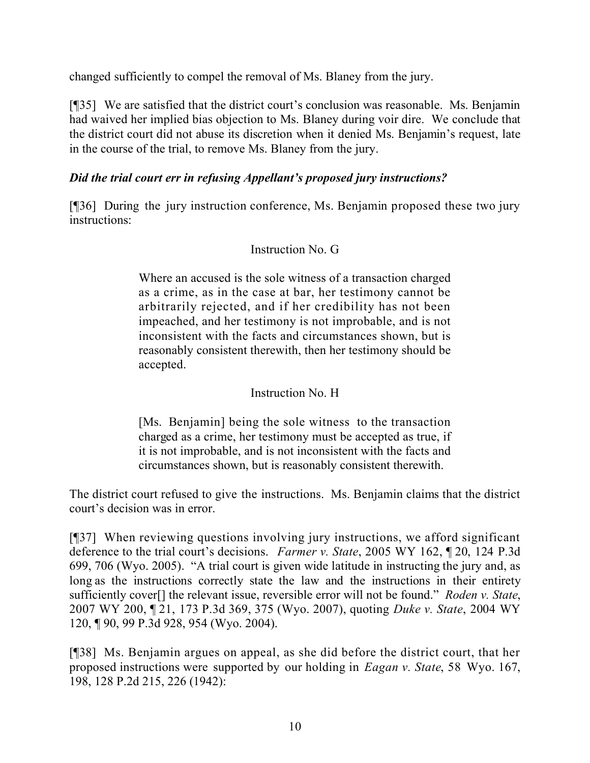changed sufficiently to compel the removal of Ms. Blaney from the jury.

[¶35] We are satisfied that the district court's conclusion was reasonable. Ms. Benjamin had waived her implied bias objection to Ms. Blaney during voir dire. We conclude that the district court did not abuse its discretion when it denied Ms. Benjamin's request, late in the course of the trial, to remove Ms. Blaney from the jury.

***Did the trial court err in refusing Appellant's proposed jury instructions?***

[¶36] During the jury instruction conference, Ms. Benjamin proposed these two jury instructions:

> Instruction No. G
>
> Where an accused is the sole witness of a transaction charged as a crime, as in the case at bar, her testimony cannot be arbitrarily rejected, and if her credibility has not been impeached, and her testimony is not improbable, and is not inconsistent with the facts and circumstances shown, but is reasonably consistent therewith, then her testimony should be accepted.
>
> Instruction No. H
>
> [Ms. Benjamin] being the sole witness to the transaction charged as a crime, her testimony must be accepted as true, if it is not improbable, and is not inconsistent with the facts and circumstances shown, but is reasonably consistent therewith.

The district court refused to give the instructions. Ms. Benjamin claims that the district court's decision was in error.

[¶37] When reviewing questions involving jury instructions, we afford significant deference to the trial court's decisions. *Farmer v. State*, 2005 WY 162, ¶ 20, 124 P.3d 699, 706 (Wyo. 2005). "A trial court is given wide latitude in instructing the jury and, as long as the instructions correctly state the law and the instructions in their entirety sufficiently cover[] the relevant issue, reversible error will not be found." *Roden v. State*, 2007 WY 200, ¶ 21, 173 P.3d 369, 375 (Wyo. 2007), quoting *Duke v. State*, 2004 WY 120, ¶ 90, 99 P.3d 928, 954 (Wyo. 2004).

[¶38] Ms. Benjamin argues on appeal, as she did before the district court, that her proposed instructions were supported by our holding in *Eagan v. State*, 58 Wyo. 167, 198, 128 P.2d 215, 226 (1942):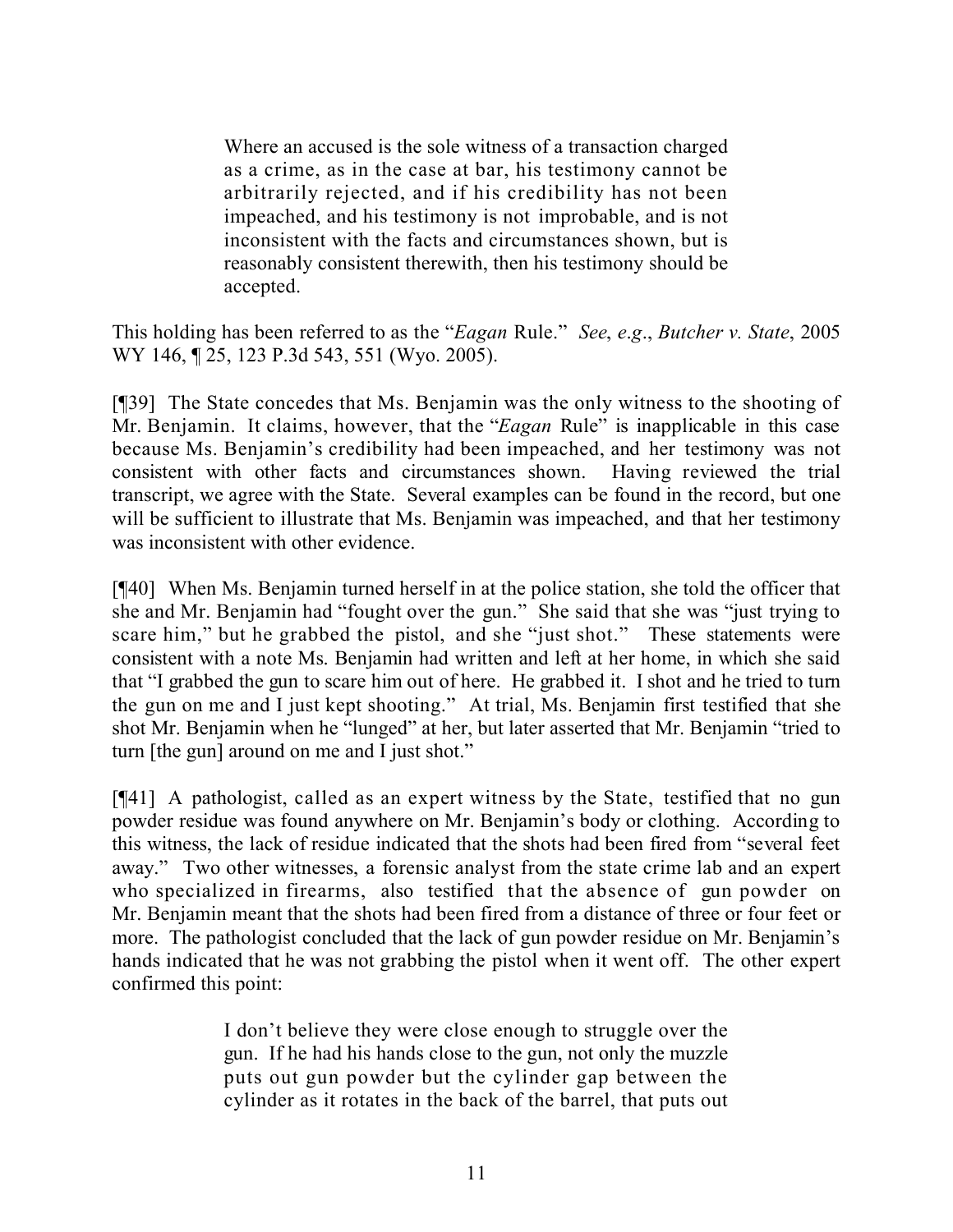> Where an accused is the sole witness of a transaction charged as a crime, as in the case at bar, his testimony cannot be arbitrarily rejected, and if his credibility has not been impeached, and his testimony is not improbable, and is not inconsistent with the facts and circumstances shown, but is reasonably consistent therewith, then his testimony should be accepted.

This holding has been referred to as the "*Eagan* Rule." *See*, *e.g*., *Butcher v. State*, 2005 WY 146, ¶ 25, 123 P.3d 543, 551 (Wyo. 2005).

[¶39] The State concedes that Ms. Benjamin was the only witness to the shooting of Mr. Benjamin. It claims, however, that the "*Eagan* Rule" is inapplicable in this case because Ms. Benjamin's credibility had been impeached, and her testimony was not consistent with other facts and circumstances shown. Having reviewed the trial transcript, we agree with the State. Several examples can be found in the record, but one will be sufficient to illustrate that Ms. Benjamin was impeached, and that her testimony was inconsistent with other evidence.

[¶40] When Ms. Benjamin turned herself in at the police station, she told the officer that she and Mr. Benjamin had "fought over the gun." She said that she was "just trying to scare him," but he grabbed the pistol, and she "just shot." These statements were consistent with a note Ms. Benjamin had written and left at her home, in which she said that "I grabbed the gun to scare him out of here. He grabbed it. I shot and he tried to turn the gun on me and I just kept shooting." At trial, Ms. Benjamin first testified that she shot Mr. Benjamin when he "lunged" at her, but later asserted that Mr. Benjamin "tried to turn [the gun] around on me and I just shot."

[¶41] A pathologist, called as an expert witness by the State, testified that no gun powder residue was found anywhere on Mr. Benjamin's body or clothing. According to this witness, the lack of residue indicated that the shots had been fired from "several feet away." Two other witnesses, a forensic analyst from the state crime lab and an expert who specialized in firearms, also testified that the absence of gun powder on Mr. Benjamin meant that the shots had been fired from a distance of three or four feet or more. The pathologist concluded that the lack of gun powder residue on Mr. Benjamin's hands indicated that he was not grabbing the pistol when it went off. The other expert confirmed this point:

> I don't believe they were close enough to struggle over the gun. If he had his hands close to the gun, not only the muzzle puts out gun powder but the cylinder gap between the cylinder as it rotates in the back of the barrel, that puts out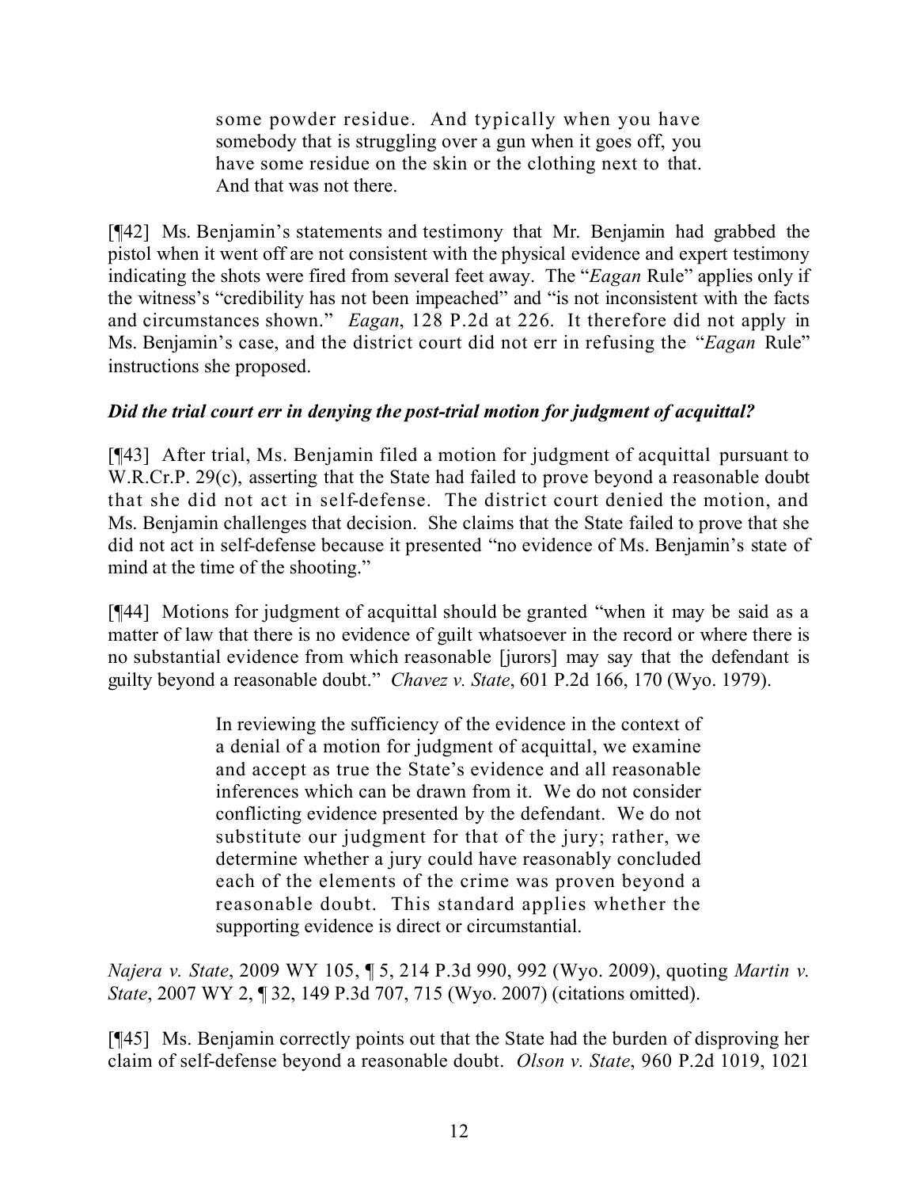> some powder residue. And typically when you have somebody that is struggling over a gun when it goes off, you have some residue on the skin or the clothing next to that. And that was not there.

[¶42] Ms. Benjamin's statements and testimony that Mr. Benjamin had grabbed the pistol when it went off are not consistent with the physical evidence and expert testimony indicating the shots were fired from several feet away. The "*Eagan* Rule" applies only if the witness's "credibility has not been impeached" and "is not inconsistent with the facts and circumstances shown." *Eagan*, 128 P.2d at 226. It therefore did not apply in Ms. Benjamin's case, and the district court did not err in refusing the "*Eagan* Rule" instructions she proposed.

***Did the trial court err in denying the post-trial motion for judgment of acquittal?***

[¶43] After trial, Ms. Benjamin filed a motion for judgment of acquittal pursuant to W.R.Cr.P. 29(c), asserting that the State had failed to prove beyond a reasonable doubt that she did not act in self-defense. The district court denied the motion, and Ms. Benjamin challenges that decision. She claims that the State failed to prove that she did not act in self-defense because it presented "no evidence of Ms. Benjamin's state of mind at the time of the shooting."

[¶44] Motions for judgment of acquittal should be granted "when it may be said as a matter of law that there is no evidence of guilt whatsoever in the record or where there is no substantial evidence from which reasonable [jurors] may say that the defendant is guilty beyond a reasonable doubt." *Chavez v. State*, 601 P.2d 166, 170 (Wyo. 1979).

> In reviewing the sufficiency of the evidence in the context of a denial of a motion for judgment of acquittal, we examine and accept as true the State's evidence and all reasonable inferences which can be drawn from it. We do not consider conflicting evidence presented by the defendant. We do not substitute our judgment for that of the jury; rather, we determine whether a jury could have reasonably concluded each of the elements of the crime was proven beyond a reasonable doubt. This standard applies whether the supporting evidence is direct or circumstantial.

*Najera v. State*, 2009 WY 105, ¶ 5, 214 P.3d 990, 992 (Wyo. 2009), quoting *Martin v. State*, 2007 WY 2, ¶ 32, 149 P.3d 707, 715 (Wyo. 2007) (citations omitted).

[¶45] Ms. Benjamin correctly points out that the State had the burden of disproving her claim of self-defense beyond a reasonable doubt. *Olson v. State*, 960 P.2d 1019, 1021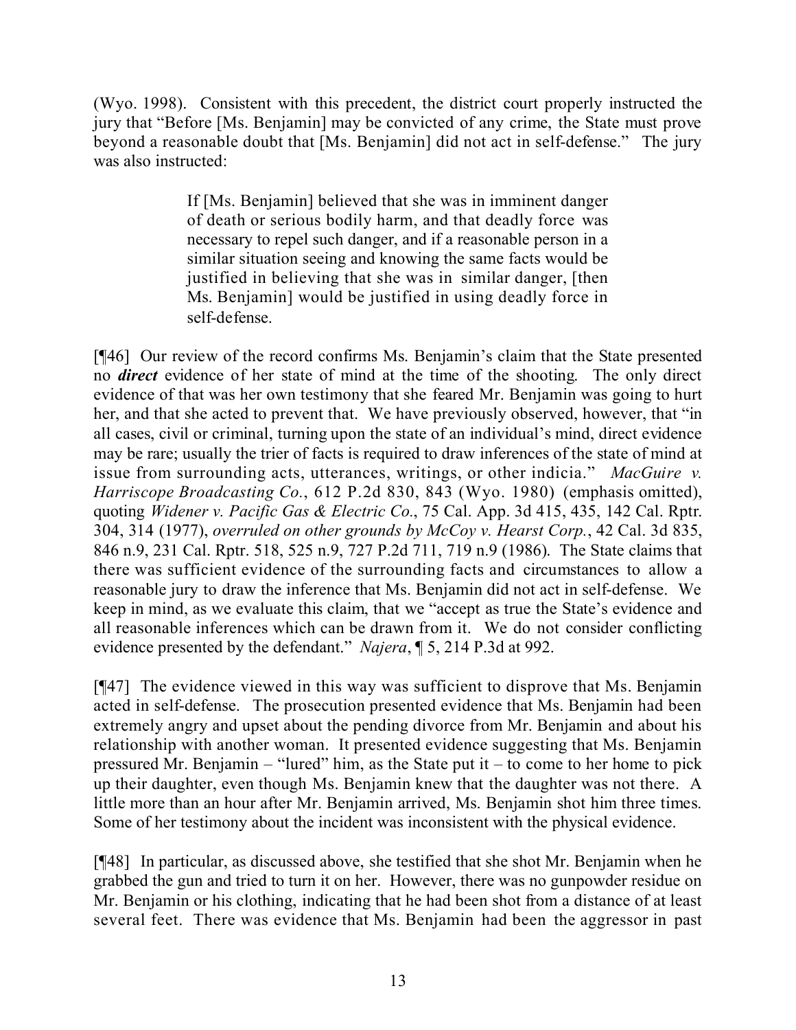(Wyo. 1998). Consistent with this precedent, the district court properly instructed the jury that "Before [Ms. Benjamin] may be convicted of any crime, the State must prove beyond a reasonable doubt that [Ms. Benjamin] did not act in self-defense." The jury was also instructed:

> If [Ms. Benjamin] believed that she was in imminent danger of death or serious bodily harm, and that deadly force was necessary to repel such danger, and if a reasonable person in a similar situation seeing and knowing the same facts would be justified in believing that she was in similar danger, [then Ms. Benjamin] would be justified in using deadly force in self-defense.

[¶46] Our review of the record confirms Ms. Benjamin's claim that the State presented no ***direct*** evidence of her state of mind at the time of the shooting. The only direct evidence of that was her own testimony that she feared Mr. Benjamin was going to hurt her, and that she acted to prevent that. We have previously observed, however, that "in all cases, civil or criminal, turning upon the state of an individual's mind, direct evidence may be rare; usually the trier of facts is required to draw inferences of the state of mind at issue from surrounding acts, utterances, writings, or other indicia." *MacGuire v. Harriscope Broadcasting Co.*, 612 P.2d 830, 843 (Wyo. 1980) (emphasis omitted), quoting *Widener v. Pacific Gas & Electric Co.*, 75 Cal. App. 3d 415, 435, 142 Cal. Rptr. 304, 314 (1977), *overruled on other grounds by McCoy v. Hearst Corp.*, 42 Cal. 3d 835, 846 n.9, 231 Cal. Rptr. 518, 525 n.9, 727 P.2d 711, 719 n.9 (1986). The State claims that there was sufficient evidence of the surrounding facts and circumstances to allow a reasonable jury to draw the inference that Ms. Benjamin did not act in self-defense. We keep in mind, as we evaluate this claim, that we "accept as true the State's evidence and all reasonable inferences which can be drawn from it. We do not consider conflicting evidence presented by the defendant." *Najera*, ¶ 5, 214 P.3d at 992.

[¶47] The evidence viewed in this way was sufficient to disprove that Ms. Benjamin acted in self-defense. The prosecution presented evidence that Ms. Benjamin had been extremely angry and upset about the pending divorce from Mr. Benjamin and about his relationship with another woman. It presented evidence suggesting that Ms. Benjamin pressured Mr. Benjamin – "lured" him, as the State put it – to come to her home to pick up their daughter, even though Ms. Benjamin knew that the daughter was not there. A little more than an hour after Mr. Benjamin arrived, Ms. Benjamin shot him three times. Some of her testimony about the incident was inconsistent with the physical evidence.

[¶48] In particular, as discussed above, she testified that she shot Mr. Benjamin when he grabbed the gun and tried to turn it on her. However, there was no gunpowder residue on Mr. Benjamin or his clothing, indicating that he had been shot from a distance of at least several feet. There was evidence that Ms. Benjamin had been the aggressor in past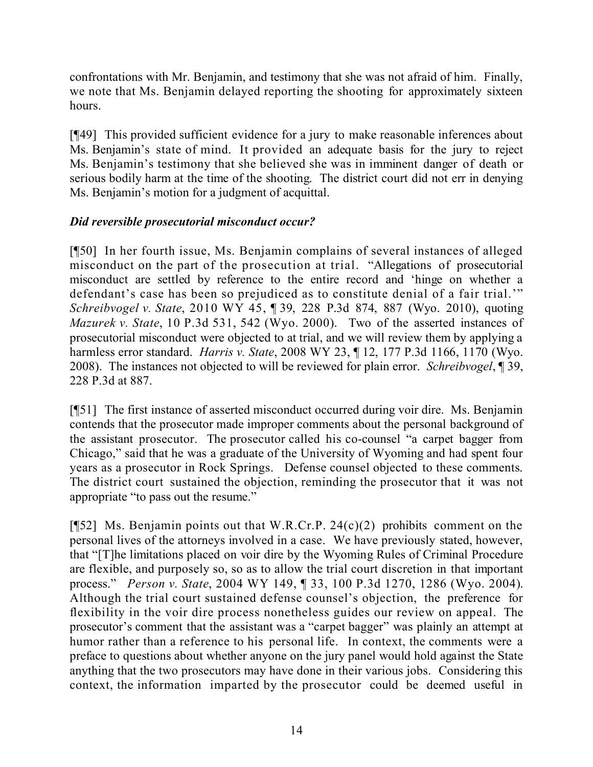confrontations with Mr. Benjamin, and testimony that she was not afraid of him. Finally, we note that Ms. Benjamin delayed reporting the shooting for approximately sixteen hours.

[¶49] This provided sufficient evidence for a jury to make reasonable inferences about Ms. Benjamin's state of mind. It provided an adequate basis for the jury to reject Ms. Benjamin's testimony that she believed she was in imminent danger of death or serious bodily harm at the time of the shooting. The district court did not err in denying Ms. Benjamin's motion for a judgment of acquittal.

***Did reversible prosecutorial misconduct occur?***

[¶50] In her fourth issue, Ms. Benjamin complains of several instances of alleged misconduct on the part of the prosecution at trial. "Allegations of prosecutorial misconduct are settled by reference to the entire record and 'hinge on whether a defendant's case has been so prejudiced as to constitute denial of a fair trial.'" *Schreibvogel v. State*, 2010 WY 45, ¶ 39, 228 P.3d 874, 887 (Wyo. 2010), quoting *Mazurek v. State*, 10 P.3d 531, 542 (Wyo. 2000). Two of the asserted instances of prosecutorial misconduct were objected to at trial, and we will review them by applying a harmless error standard. *Harris v. State*, 2008 WY 23, ¶ 12, 177 P.3d 1166, 1170 (Wyo. 2008). The instances not objected to will be reviewed for plain error. *Schreibvogel*, ¶ 39, 228 P.3d at 887.

[¶51] The first instance of asserted misconduct occurred during voir dire. Ms. Benjamin contends that the prosecutor made improper comments about the personal background of the assistant prosecutor. The prosecutor called his co-counsel "a carpet bagger from Chicago," said that he was a graduate of the University of Wyoming and had spent four years as a prosecutor in Rock Springs. Defense counsel objected to these comments. The district court sustained the objection, reminding the prosecutor that it was not appropriate "to pass out the resume."

[¶52] Ms. Benjamin points out that W.R.Cr.P. 24(c)(2) prohibits comment on the personal lives of the attorneys involved in a case. We have previously stated, however, that "[T]he limitations placed on voir dire by the Wyoming Rules of Criminal Procedure are flexible, and purposely so, so as to allow the trial court discretion in that important process." *Person v. State*, 2004 WY 149, ¶ 33, 100 P.3d 1270, 1286 (Wyo. 2004). Although the trial court sustained defense counsel's objection, the preference for flexibility in the voir dire process nonetheless guides our review on appeal. The prosecutor's comment that the assistant was a "carpet bagger" was plainly an attempt at humor rather than a reference to his personal life. In context, the comments were a preface to questions about whether anyone on the jury panel would hold against the State anything that the two prosecutors may have done in their various jobs. Considering this context, the information imparted by the prosecutor could be deemed useful in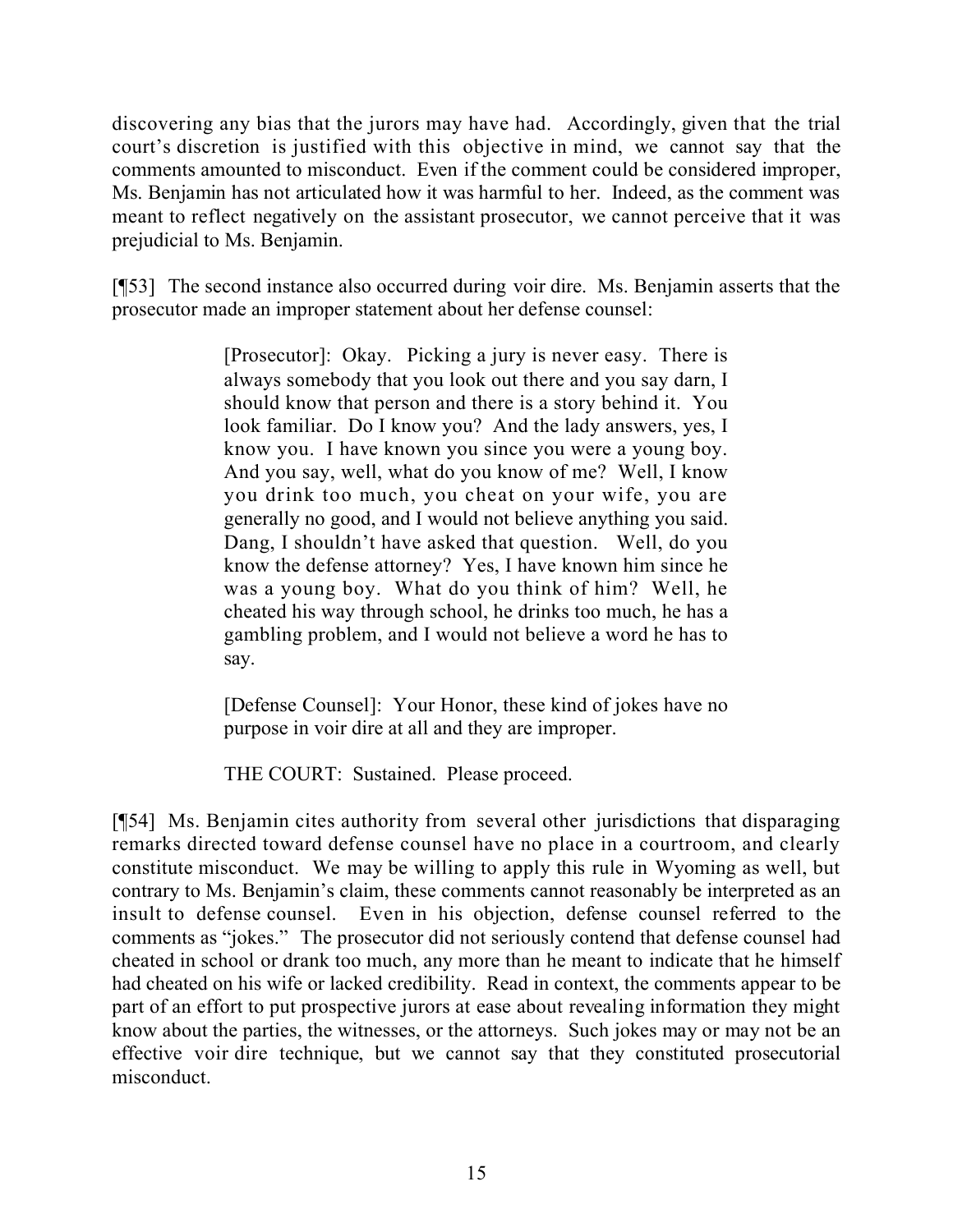discovering any bias that the jurors may have had. Accordingly, given that the trial court's discretion is justified with this objective in mind, we cannot say that the comments amounted to misconduct. Even if the comment could be considered improper, Ms. Benjamin has not articulated how it was harmful to her. Indeed, as the comment was meant to reflect negatively on the assistant prosecutor, we cannot perceive that it was prejudicial to Ms. Benjamin.

[¶53] The second instance also occurred during voir dire. Ms. Benjamin asserts that the prosecutor made an improper statement about her defense counsel:

> [Prosecutor]: Okay. Picking a jury is never easy. There is always somebody that you look out there and you say darn, I should know that person and there is a story behind it. You look familiar. Do I know you? And the lady answers, yes, I know you. I have known you since you were a young boy. And you say, well, what do you know of me? Well, I know you drink too much, you cheat on your wife, you are generally no good, and I would not believe anything you said. Dang, I shouldn't have asked that question. Well, do you know the defense attorney? Yes, I have known him since he was a young boy. What do you think of him? Well, he cheated his way through school, he drinks too much, he has a gambling problem, and I would not believe a word he has to say.
>
> [Defense Counsel]: Your Honor, these kind of jokes have no purpose in voir dire at all and they are improper.
>
> THE COURT: Sustained. Please proceed.

[¶54] Ms. Benjamin cites authority from several other jurisdictions that disparaging remarks directed toward defense counsel have no place in a courtroom, and clearly constitute misconduct. We may be willing to apply this rule in Wyoming as well, but contrary to Ms. Benjamin's claim, these comments cannot reasonably be interpreted as an insult to defense counsel. Even in his objection, defense counsel referred to the comments as "jokes." The prosecutor did not seriously contend that defense counsel had cheated in school or drank too much, any more than he meant to indicate that he himself had cheated on his wife or lacked credibility. Read in context, the comments appear to be part of an effort to put prospective jurors at ease about revealing information they might know about the parties, the witnesses, or the attorneys. Such jokes may or may not be an effective voir dire technique, but we cannot say that they constituted prosecutorial misconduct.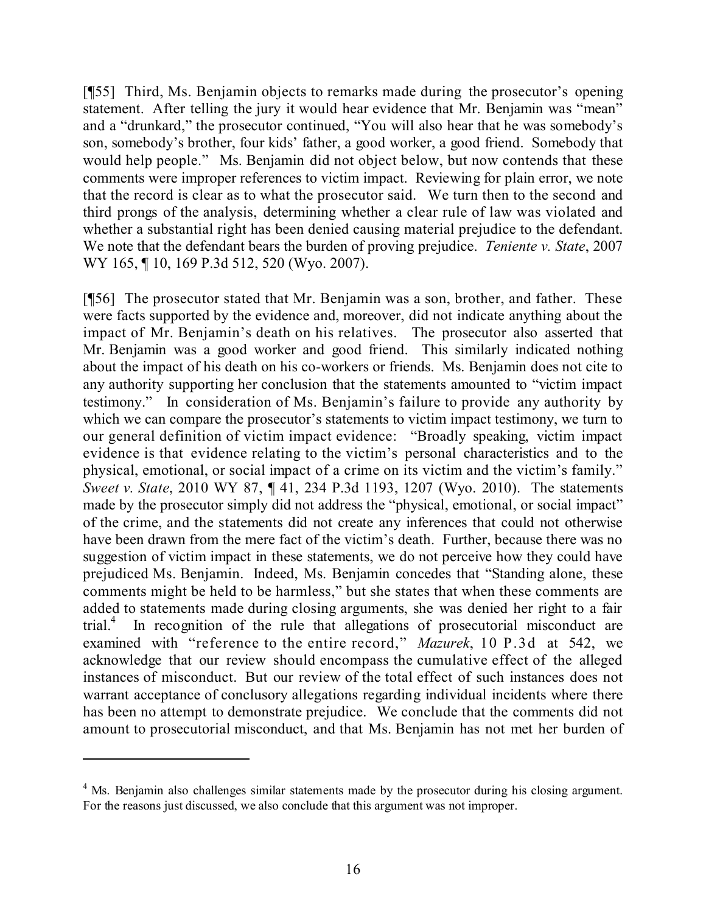[¶55] Third, Ms. Benjamin objects to remarks made during the prosecutor's opening statement. After telling the jury it would hear evidence that Mr. Benjamin was "mean" and a "drunkard," the prosecutor continued, "You will also hear that he was somebody's son, somebody's brother, four kids' father, a good worker, a good friend. Somebody that would help people." Ms. Benjamin did not object below, but now contends that these comments were improper references to victim impact. Reviewing for plain error, we note that the record is clear as to what the prosecutor said. We turn then to the second and third prongs of the analysis, determining whether a clear rule of law was violated and whether a substantial right has been denied causing material prejudice to the defendant. We note that the defendant bears the burden of proving prejudice. *Teniente v. State*, 2007 WY 165, ¶ 10, 169 P.3d 512, 520 (Wyo. 2007).

[¶56] The prosecutor stated that Mr. Benjamin was a son, brother, and father. These were facts supported by the evidence and, moreover, did not indicate anything about the impact of Mr. Benjamin's death on his relatives. The prosecutor also asserted that Mr. Benjamin was a good worker and good friend. This similarly indicated nothing about the impact of his death on his co-workers or friends. Ms. Benjamin does not cite to any authority supporting her conclusion that the statements amounted to "victim impact testimony." In consideration of Ms. Benjamin's failure to provide any authority by which we can compare the prosecutor's statements to victim impact testimony, we turn to our general definition of victim impact evidence: "Broadly speaking, victim impact evidence is that evidence relating to the victim's personal characteristics and to the physical, emotional, or social impact of a crime on its victim and the victim's family." *Sweet v. State*, 2010 WY 87, ¶ 41, 234 P.3d 1193, 1207 (Wyo. 2010). The statements made by the prosecutor simply did not address the "physical, emotional, or social impact" of the crime, and the statements did not create any inferences that could not otherwise have been drawn from the mere fact of the victim's death. Further, because there was no suggestion of victim impact in these statements, we do not perceive how they could have prejudiced Ms. Benjamin. Indeed, Ms. Benjamin concedes that "Standing alone, these comments might be held to be harmless," but she states that when these comments are added to statements made during closing arguments, she was denied her right to a fair trial.[4] In recognition of the rule that allegations of prosecutorial misconduct are examined with "reference to the entire record," *Mazurek*, 10 P.3d at 542, we acknowledge that our review should encompass the cumulative effect of the alleged instances of misconduct. But our review of the total effect of such instances does not warrant acceptance of conclusory allegations regarding individual incidents where there has been no attempt to demonstrate prejudice. We conclude that the comments did not amount to prosecutorial misconduct, and that Ms. Benjamin has not met her burden of

---

[4] Ms. Benjamin also challenges similar statements made by the prosecutor during his closing argument. For the reasons just discussed, we also conclude that this argument was not improper.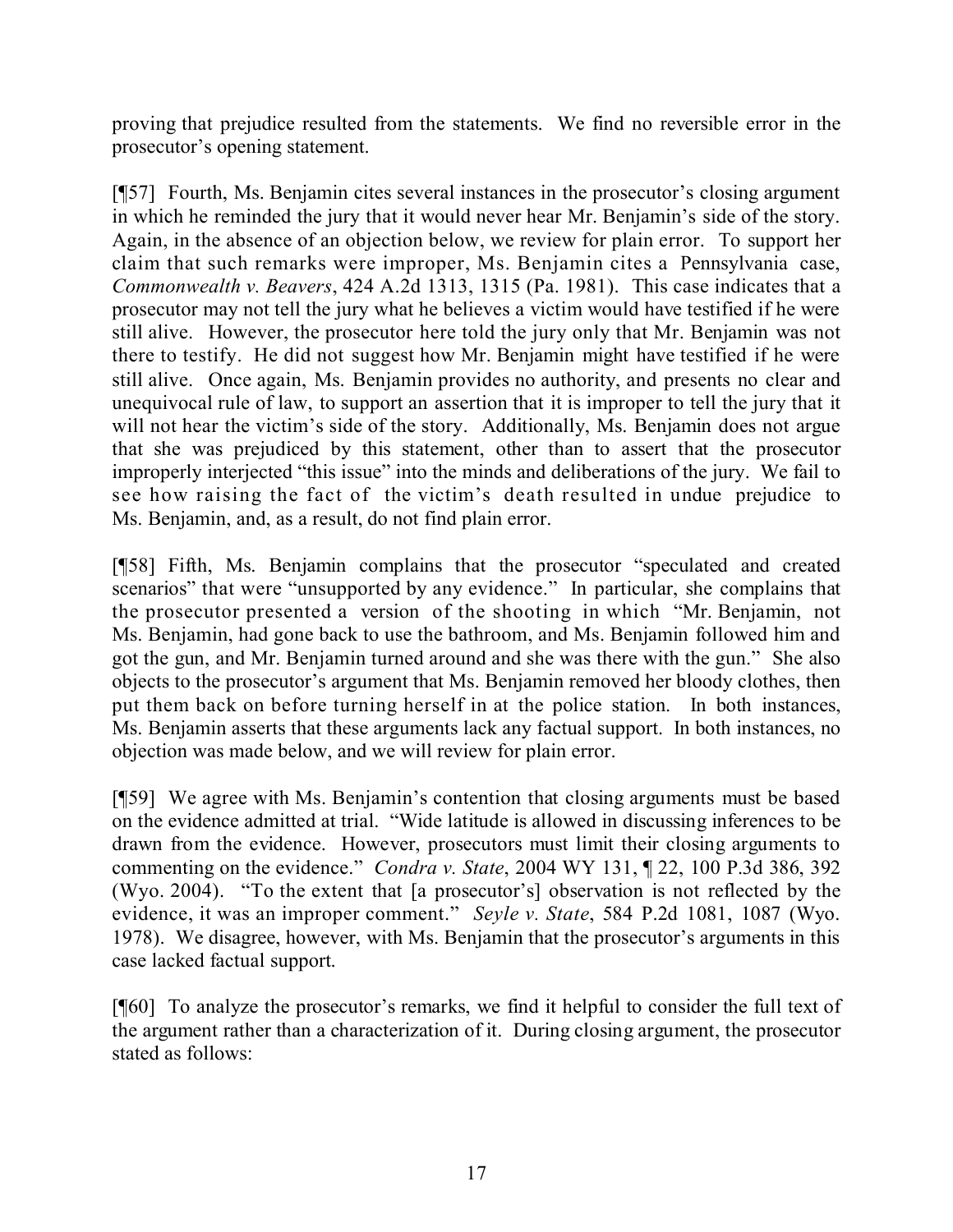proving that prejudice resulted from the statements. We find no reversible error in the prosecutor's opening statement.

[¶57] Fourth, Ms. Benjamin cites several instances in the prosecutor's closing argument in which he reminded the jury that it would never hear Mr. Benjamin's side of the story. Again, in the absence of an objection below, we review for plain error. To support her claim that such remarks were improper, Ms. Benjamin cites a Pennsylvania case, *Commonwealth v. Beavers*, 424 A.2d 1313, 1315 (Pa. 1981). This case indicates that a prosecutor may not tell the jury what he believes a victim would have testified if he were still alive. However, the prosecutor here told the jury only that Mr. Benjamin was not there to testify. He did not suggest how Mr. Benjamin might have testified if he were still alive. Once again, Ms. Benjamin provides no authority, and presents no clear and unequivocal rule of law, to support an assertion that it is improper to tell the jury that it will not hear the victim's side of the story. Additionally, Ms. Benjamin does not argue that she was prejudiced by this statement, other than to assert that the prosecutor improperly interjected "this issue" into the minds and deliberations of the jury. We fail to see how raising the fact of the victim's death resulted in undue prejudice to Ms. Benjamin, and, as a result, do not find plain error.

[¶58] Fifth, Ms. Benjamin complains that the prosecutor "speculated and created scenarios" that were "unsupported by any evidence." In particular, she complains that the prosecutor presented a version of the shooting in which "Mr. Benjamin, not Ms. Benjamin, had gone back to use the bathroom, and Ms. Benjamin followed him and got the gun, and Mr. Benjamin turned around and she was there with the gun." She also objects to the prosecutor's argument that Ms. Benjamin removed her bloody clothes, then put them back on before turning herself in at the police station. In both instances, Ms. Benjamin asserts that these arguments lack any factual support. In both instances, no objection was made below, and we will review for plain error.

[¶59] We agree with Ms. Benjamin's contention that closing arguments must be based on the evidence admitted at trial. "Wide latitude is allowed in discussing inferences to be drawn from the evidence. However, prosecutors must limit their closing arguments to commenting on the evidence." *Condra v. State*, 2004 WY 131, ¶ 22, 100 P.3d 386, 392 (Wyo. 2004). "To the extent that [a prosecutor's] observation is not reflected by the evidence, it was an improper comment." *Seyle v. State*, 584 P.2d 1081, 1087 (Wyo. 1978). We disagree, however, with Ms. Benjamin that the prosecutor's arguments in this case lacked factual support.

[¶60] To analyze the prosecutor's remarks, we find it helpful to consider the full text of the argument rather than a characterization of it. During closing argument, the prosecutor stated as follows: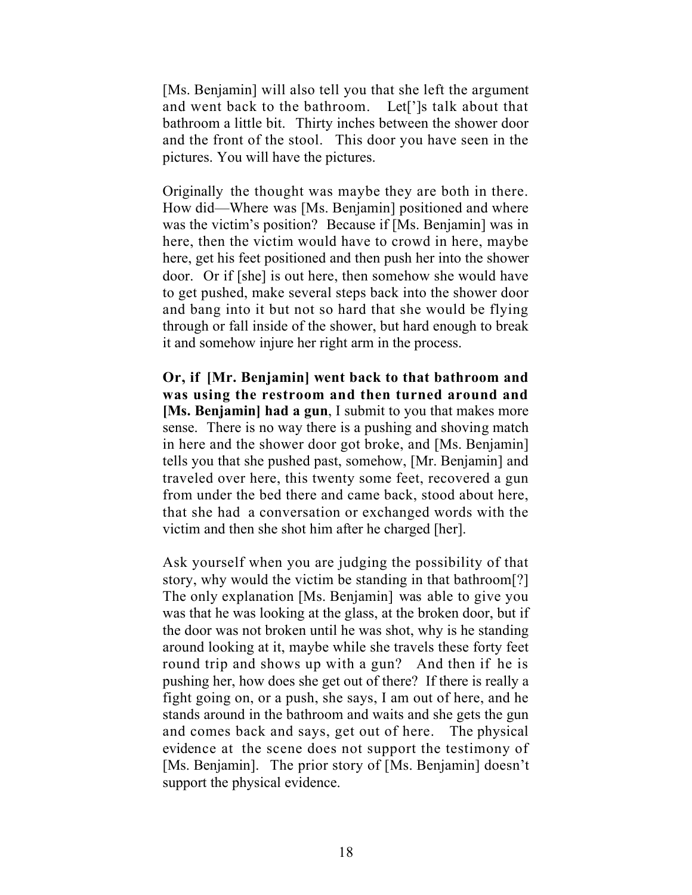[Ms. Benjamin] will also tell you that she left the argument and went back to the bathroom. Let[']s talk about that bathroom a little bit. Thirty inches between the shower door and the front of the stool. This door you have seen in the pictures. You will have the pictures.

Originally the thought was maybe they are both in there. How did—Where was [Ms. Benjamin] positioned and where was the victim's position? Because if [Ms. Benjamin] was in here, then the victim would have to crowd in here, maybe here, get his feet positioned and then push her into the shower door. Or if [she] is out here, then somehow she would have to get pushed, make several steps back into the shower door and bang into it but not so hard that she would be flying through or fall inside of the shower, but hard enough to break it and somehow injure her right arm in the process.

**Or, if [Mr. Benjamin] went back to that bathroom and was using the restroom and then turned around and [Ms. Benjamin] had a gun**, I submit to you that makes more sense. There is no way there is a pushing and shoving match in here and the shower door got broke, and [Ms. Benjamin] tells you that she pushed past, somehow, [Mr. Benjamin] and traveled over here, this twenty some feet, recovered a gun from under the bed there and came back, stood about here, that she had a conversation or exchanged words with the victim and then she shot him after he charged [her].

Ask yourself when you are judging the possibility of that story, why would the victim be standing in that bathroom[?] The only explanation [Ms. Benjamin] was able to give you was that he was looking at the glass, at the broken door, but if the door was not broken until he was shot, why is he standing around looking at it, maybe while she travels these forty feet round trip and shows up with a gun? And then if he is pushing her, how does she get out of there? If there is really a fight going on, or a push, she says, I am out of here, and he stands around in the bathroom and waits and she gets the gun and comes back and says, get out of here. The physical evidence at the scene does not support the testimony of [Ms. Benjamin]. The prior story of [Ms. Benjamin] doesn't support the physical evidence.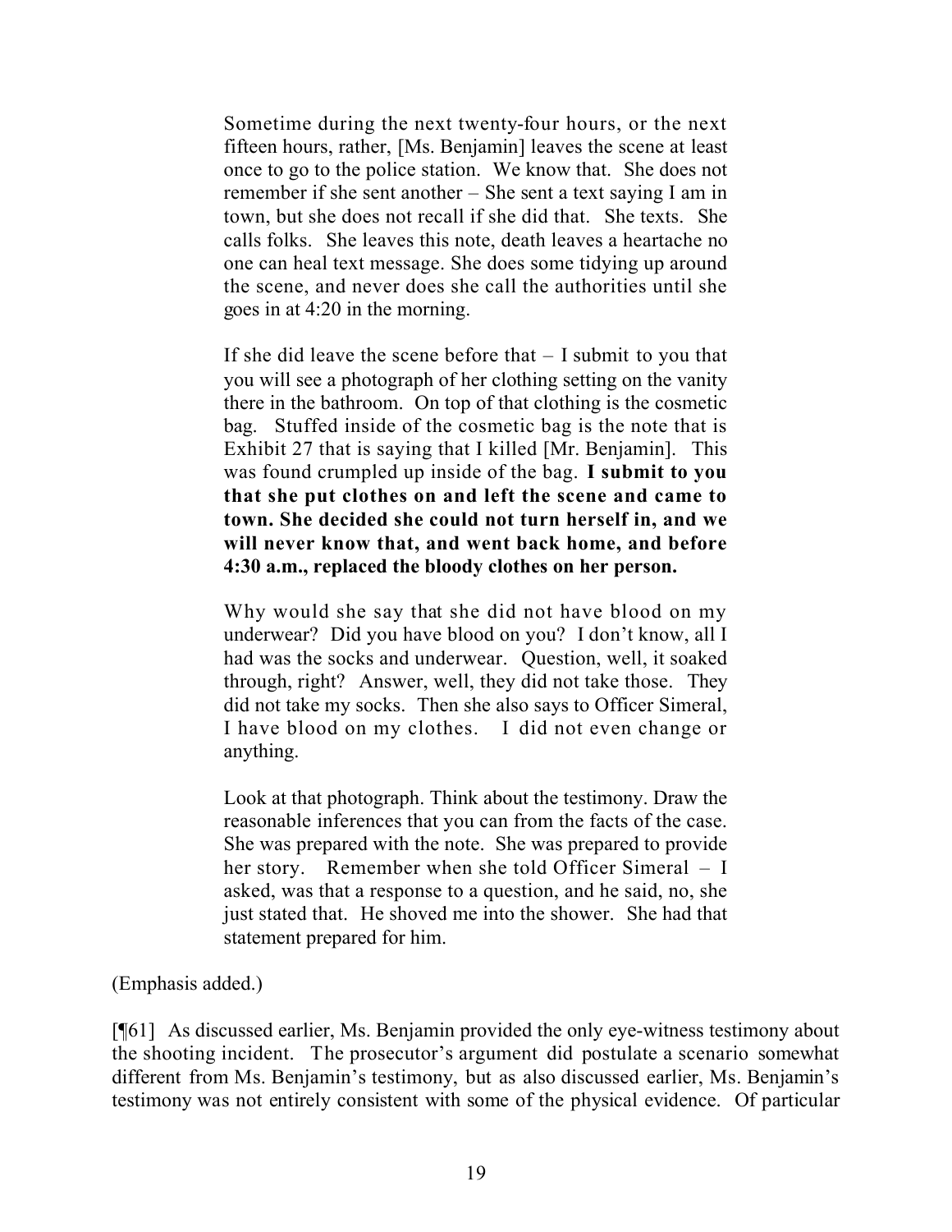> Sometime during the next twenty-four hours, or the next fifteen hours, rather, [Ms. Benjamin] leaves the scene at least once to go to the police station. We know that. She does not remember if she sent another – She sent a text saying I am in town, but she does not recall if she did that. She texts. She calls folks. She leaves this note, death leaves a heartache no one can heal text message. She does some tidying up around the scene, and never does she call the authorities until she goes in at 4:20 in the morning.
>
> If she did leave the scene before that – I submit to you that you will see a photograph of her clothing setting on the vanity there in the bathroom. On top of that clothing is the cosmetic bag. Stuffed inside of the cosmetic bag is the note that is Exhibit 27 that is saying that I killed [Mr. Benjamin]. This was found crumpled up inside of the bag. **I submit to you that she put clothes on and left the scene and came to town. She decided she could not turn herself in, and we will never know that, and went back home, and before 4:30 a.m., replaced the bloody clothes on her person.**
>
> Why would she say that she did not have blood on my underwear? Did you have blood on you? I don't know, all I had was the socks and underwear. Question, well, it soaked through, right? Answer, well, they did not take those. They did not take my socks. Then she also says to Officer Simeral, I have blood on my clothes. I did not even change or anything.
>
> Look at that photograph. Think about the testimony. Draw the reasonable inferences that you can from the facts of the case. She was prepared with the note. She was prepared to provide her story. Remember when she told Officer Simeral – I asked, was that a response to a question, and he said, no, she just stated that. He shoved me into the shower. She had that statement prepared for him.

(Emphasis added.)

[¶61] As discussed earlier, Ms. Benjamin provided the only eye-witness testimony about the shooting incident. The prosecutor's argument did postulate a scenario somewhat different from Ms. Benjamin's testimony, but as also discussed earlier, Ms. Benjamin's testimony was not entirely consistent with some of the physical evidence. Of particular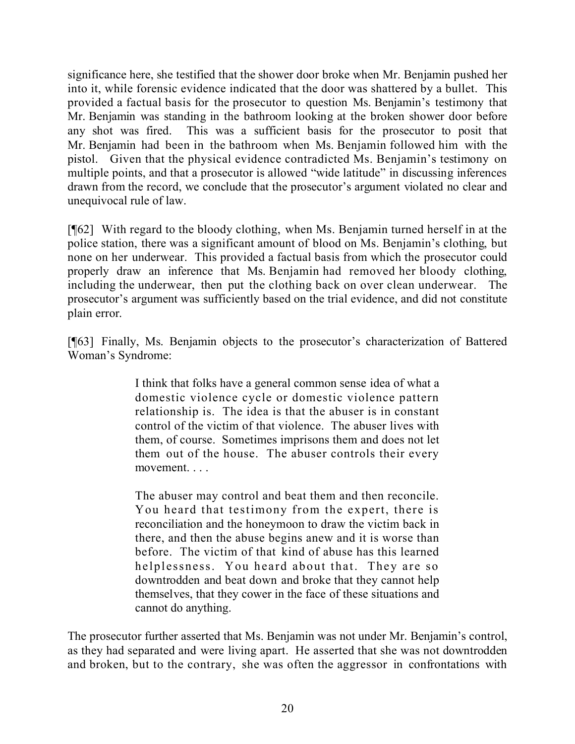significance here, she testified that the shower door broke when Mr. Benjamin pushed her into it, while forensic evidence indicated that the door was shattered by a bullet. This provided a factual basis for the prosecutor to question Ms. Benjamin's testimony that Mr. Benjamin was standing in the bathroom looking at the broken shower door before any shot was fired. This was a sufficient basis for the prosecutor to posit that Mr. Benjamin had been in the bathroom when Ms. Benjamin followed him with the pistol. Given that the physical evidence contradicted Ms. Benjamin's testimony on multiple points, and that a prosecutor is allowed "wide latitude" in discussing inferences drawn from the record, we conclude that the prosecutor's argument violated no clear and unequivocal rule of law.

[¶62] With regard to the bloody clothing, when Ms. Benjamin turned herself in at the police station, there was a significant amount of blood on Ms. Benjamin's clothing, but none on her underwear. This provided a factual basis from which the prosecutor could properly draw an inference that Ms. Benjamin had removed her bloody clothing, including the underwear, then put the clothing back on over clean underwear. The prosecutor's argument was sufficiently based on the trial evidence, and did not constitute plain error.

[¶63] Finally, Ms. Benjamin objects to the prosecutor's characterization of Battered Woman's Syndrome:

> I think that folks have a general common sense idea of what a domestic violence cycle or domestic violence pattern relationship is. The idea is that the abuser is in constant control of the victim of that violence. The abuser lives with them, of course. Sometimes imprisons them and does not let them out of the house. The abuser controls their every movement. . . .
>
> The abuser may control and beat them and then reconcile. You heard that testimony from the expert, there is reconciliation and the honeymoon to draw the victim back in there, and then the abuse begins anew and it is worse than before. The victim of that kind of abuse has this learned helplessness. You heard about that. They are so downtrodden and beat down and broke that they cannot help themselves, that they cower in the face of these situations and cannot do anything.

The prosecutor further asserted that Ms. Benjamin was not under Mr. Benjamin's control, as they had separated and were living apart. He asserted that she was not downtrodden and broken, but to the contrary, she was often the aggressor in confrontations with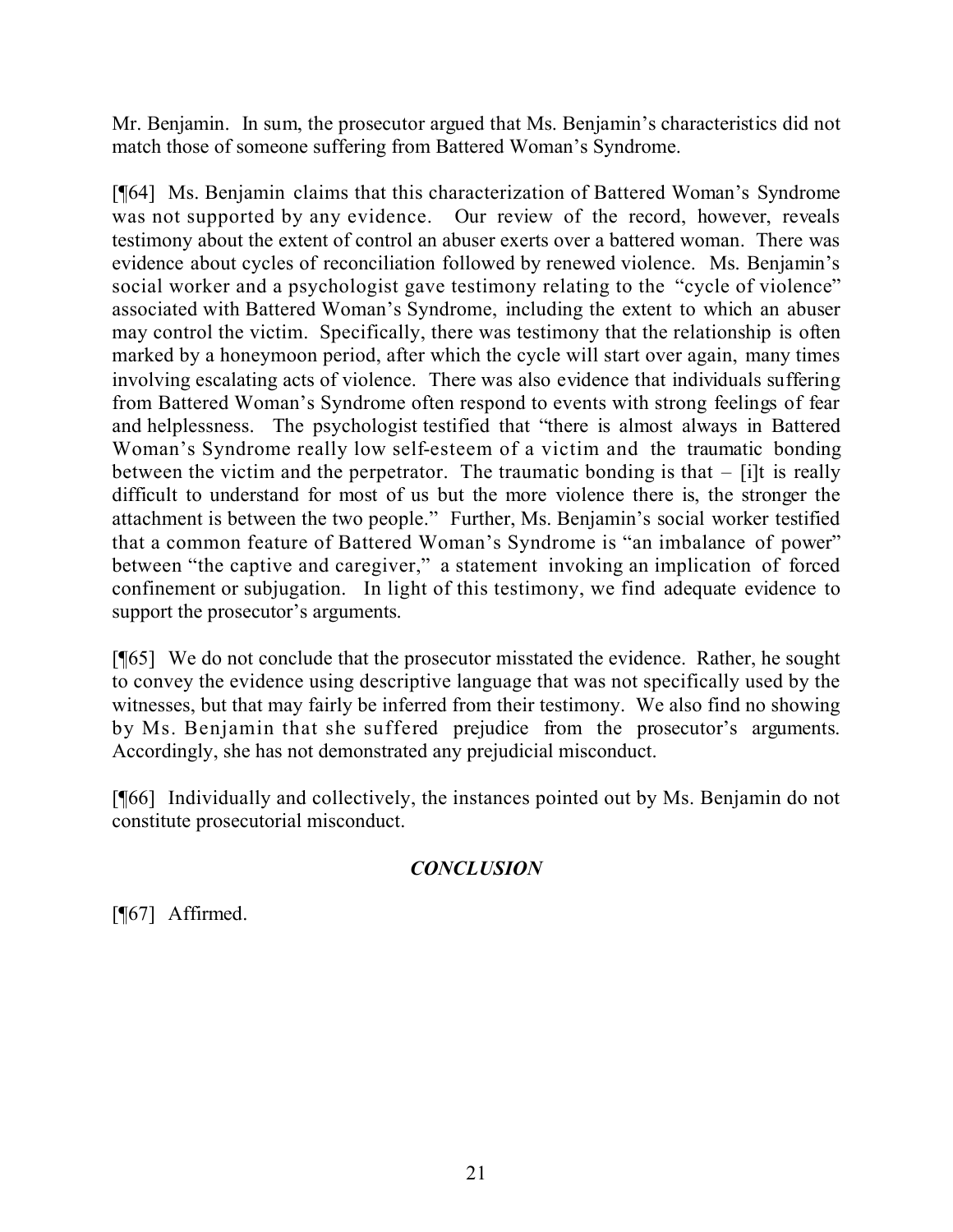Mr. Benjamin. In sum, the prosecutor argued that Ms. Benjamin's characteristics did not match those of someone suffering from Battered Woman's Syndrome.

[¶64] Ms. Benjamin claims that this characterization of Battered Woman's Syndrome was not supported by any evidence. Our review of the record, however, reveals testimony about the extent of control an abuser exerts over a battered woman. There was evidence about cycles of reconciliation followed by renewed violence. Ms. Benjamin's social worker and a psychologist gave testimony relating to the "cycle of violence" associated with Battered Woman's Syndrome, including the extent to which an abuser may control the victim. Specifically, there was testimony that the relationship is often marked by a honeymoon period, after which the cycle will start over again, many times involving escalating acts of violence. There was also evidence that individuals suffering from Battered Woman's Syndrome often respond to events with strong feelings of fear and helplessness. The psychologist testified that "there is almost always in Battered Woman's Syndrome really low self-esteem of a victim and the traumatic bonding between the victim and the perpetrator. The traumatic bonding is that – [i]t is really difficult to understand for most of us but the more violence there is, the stronger the attachment is between the two people." Further, Ms. Benjamin's social worker testified that a common feature of Battered Woman's Syndrome is "an imbalance of power" between "the captive and caregiver," a statement invoking an implication of forced confinement or subjugation. In light of this testimony, we find adequate evidence to support the prosecutor's arguments.

[¶65] We do not conclude that the prosecutor misstated the evidence. Rather, he sought to convey the evidence using descriptive language that was not specifically used by the witnesses, but that may fairly be inferred from their testimony. We also find no showing by Ms. Benjamin that she suffered prejudice from the prosecutor's arguments. Accordingly, she has not demonstrated any prejudicial misconduct.

[¶66] Individually and collectively, the instances pointed out by Ms. Benjamin do not constitute prosecutorial misconduct.

## *CONCLUSION*

[¶67] Affirmed.